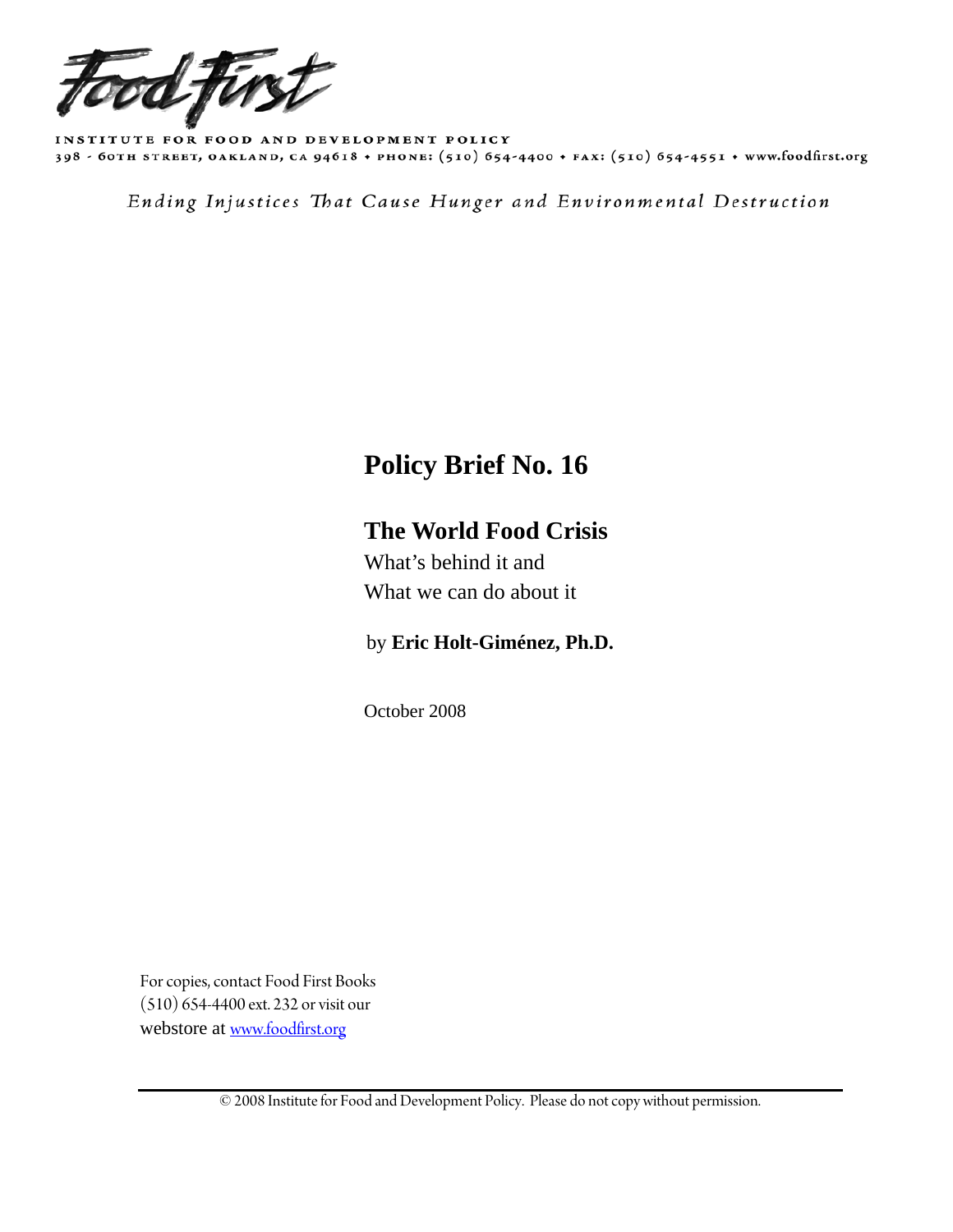Food First

INSTITUTE FOR FOOD AND DEVELOPMENT POLICY
398 - 60TH STREET, OAKLAND, CA 94618 • PHONE: (510) 654-4400 • FAX: (510) 654-4551 • www.foodfirst.org

*Ending Injustices That Cause Hunger and Environmental Destruction*

# Policy Brief No. 16

## The World Food Crisis

What's behind it and
What we can do about it

by **Eric Holt-Giménez, Ph.D.**

October 2008

For copies, contact Food First Books
(510) 654-4400 ext. 232 or visit our
webstore at [www.foodfirst.org](www.foodfirst.org)

© 2008 Institute for Food and Development Policy. Please do not copy without permission.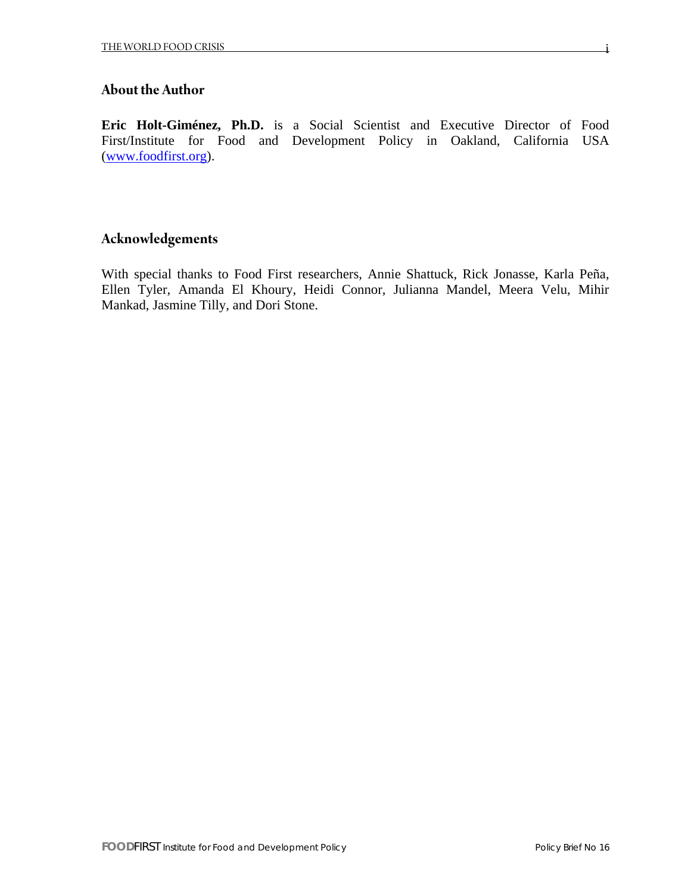## About the Author

**Eric Holt-Giménez, Ph.D.** is a Social Scientist and Executive Director of Food First/Institute for Food and Development Policy in Oakland, California USA ([www.foodfirst.org](http://www.foodfirst.org)).

## Acknowledgements

With special thanks to Food First researchers, Annie Shattuck, Rick Jonasse, Karla Peña, Ellen Tyler, Amanda El Khoury, Heidi Connor, Julianna Mandel, Meera Velu, Mihir Mankad, Jasmine Tilly, and Dori Stone.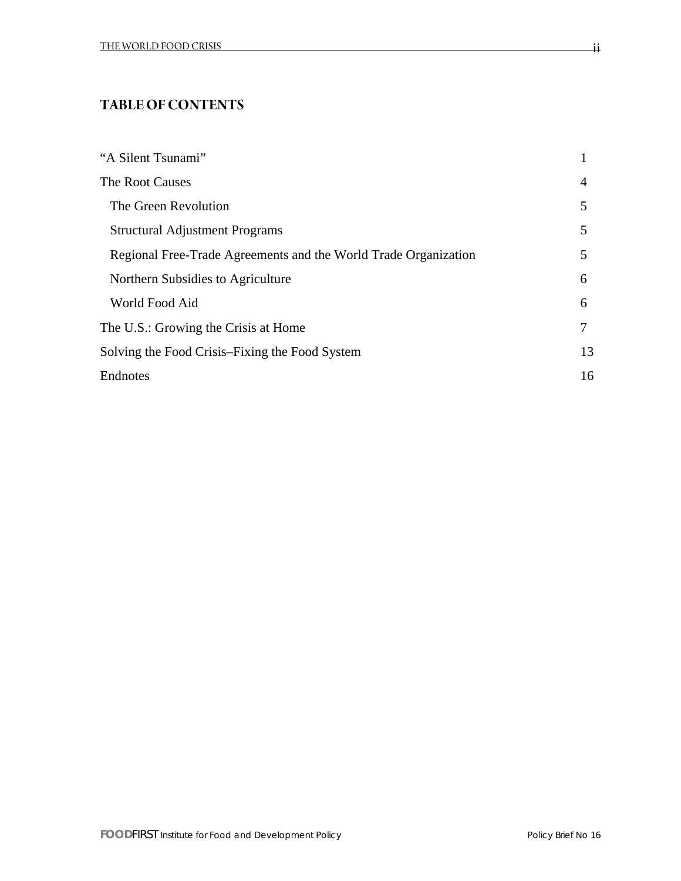## TABLE OF CONTENTS

| | |
|---|---|
| "A Silent Tsunami" | 1 |
| The Root Causes | 4 |
| The Green Revolution | 5 |
| Structural Adjustment Programs | 5 |
| Regional Free-Trade Agreements and the World Trade Organization | 5 |
| Northern Subsidies to Agriculture | 6 |
| World Food Aid | 6 |
| The U.S.: Growing the Crisis at Home | 7 |
| Solving the Food Crisis–Fixing the Food System | 13 |
| Endnotes | 16 |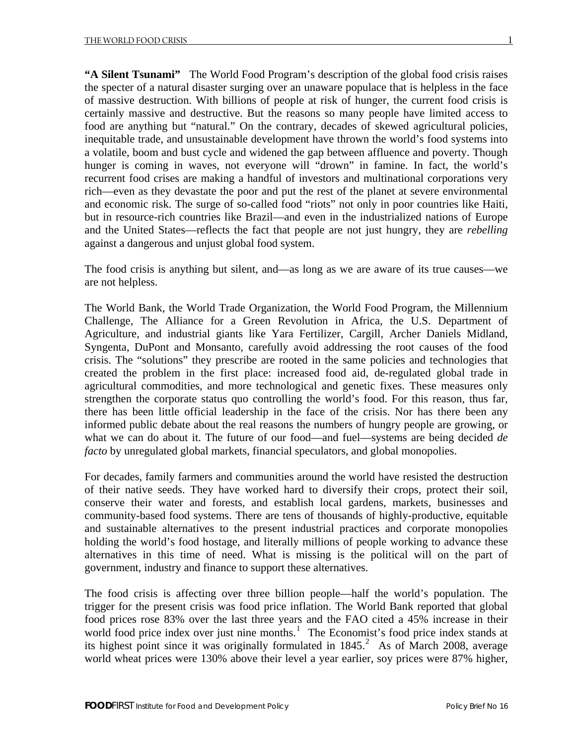**"A Silent Tsunami"** The World Food Program's description of the global food crisis raises the specter of a natural disaster surging over an unaware populace that is helpless in the face of massive destruction. With billions of people at risk of hunger, the current food crisis is certainly massive and destructive. But the reasons so many people have limited access to food are anything but "natural." On the contrary, decades of skewed agricultural policies, inequitable trade, and unsustainable development have thrown the world's food systems into a volatile, boom and bust cycle and widened the gap between affluence and poverty. Though hunger is coming in waves, not everyone will "drown" in famine. In fact, the world's recurrent food crises are making a handful of investors and multinational corporations very rich—even as they devastate the poor and put the rest of the planet at severe environmental and economic risk. The surge of so-called food "riots" not only in poor countries like Haiti, but in resource-rich countries like Brazil—and even in the industrialized nations of Europe and the United States—reflects the fact that people are not just hungry, they are *rebelling* against a dangerous and unjust global food system.

The food crisis is anything but silent, and—as long as we are aware of its true causes—we are not helpless.

The World Bank, the World Trade Organization, the World Food Program, the Millennium Challenge, The Alliance for a Green Revolution in Africa, the U.S. Department of Agriculture, and industrial giants like Yara Fertilizer, Cargill, Archer Daniels Midland, Syngenta, DuPont and Monsanto, carefully avoid addressing the root causes of the food crisis. The "solutions" they prescribe are rooted in the same policies and technologies that created the problem in the first place: increased food aid, de-regulated global trade in agricultural commodities, and more technological and genetic fixes. These measures only strengthen the corporate status quo controlling the world's food. For this reason, thus far, there has been little official leadership in the face of the crisis. Nor has there been any informed public debate about the real reasons the numbers of hungry people are growing, or what we can do about it. The future of our food—and fuel—systems are being decided *de facto* by unregulated global markets, financial speculators, and global monopolies.

For decades, family farmers and communities around the world have resisted the destruction of their native seeds. They have worked hard to diversify their crops, protect their soil, conserve their water and forests, and establish local gardens, markets, businesses and community-based food systems. There are tens of thousands of highly-productive, equitable and sustainable alternatives to the present industrial practices and corporate monopolies holding the world's food hostage, and literally millions of people working to advance these alternatives in this time of need. What is missing is the political will on the part of government, industry and finance to support these alternatives.

The food crisis is affecting over three billion people—half the world's population. The trigger for the present crisis was food price inflation. The World Bank reported that global food prices rose 83% over the last three years and the FAO cited a 45% increase in their world food price index over just nine months.[1] The Economist's food price index stands at its highest point since it was originally formulated in 1845.[2] As of March 2008, average world wheat prices were 130% above their level a year earlier, soy prices were 87% higher,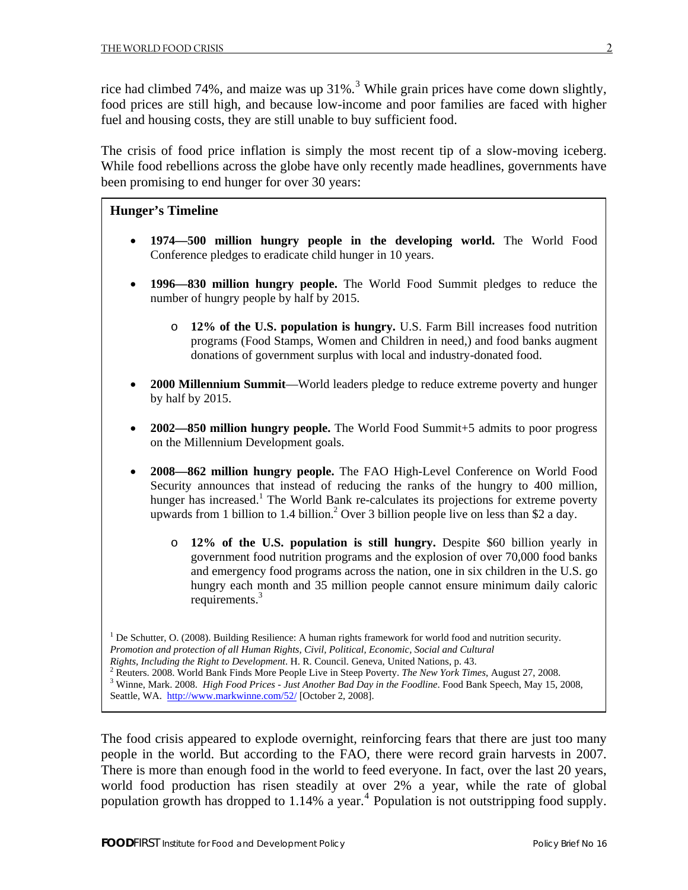rice had climbed 74%, and maize was up 31%.[3] While grain prices have come down slightly, food prices are still high, and because low-income and poor families are faced with higher fuel and housing costs, they are still unable to buy sufficient food.

The crisis of food price inflation is simply the most recent tip of a slow-moving iceberg. While food rebellions across the globe have only recently made headlines, governments have been promising to end hunger for over 30 years:

**Hunger's Timeline**

- **1974—500 million hungry people in the developing world.** The World Food Conference pledges to eradicate child hunger in 10 years.
- **1996—830 million hungry people.** The World Food Summit pledges to reduce the number of hungry people by half by 2015.
  - **12% of the U.S. population is hungry.** U.S. Farm Bill increases food nutrition programs (Food Stamps, Women and Children in need,) and food banks augment donations of government surplus with local and industry-donated food.
- **2000 Millennium Summit**—World leaders pledge to reduce extreme poverty and hunger by half by 2015.
- **2002—850 million hungry people.** The World Food Summit+5 admits to poor progress on the Millennium Development goals.
- **2008—862 million hungry people.** The FAO High-Level Conference on World Food Security announces that instead of reducing the ranks of the hungry to 400 million, hunger has increased.[1] The World Bank re-calculates its projections for extreme poverty upwards from 1 billion to 1.4 billion.[2] Over 3 billion people live on less than $2 a day.
  - **12% of the U.S. population is still hungry.** Despite $60 billion yearly in government food nutrition programs and the explosion of over 70,000 food banks and emergency food programs across the nation, one in six children in the U.S. go hungry each month and 35 million people cannot ensure minimum daily caloric requirements.[3]

[1] De Schutter, O. (2008). Building Resilience: A human rights framework for world food and nutrition security. *Promotion and protection of all Human Rights, Civil, Political, Economic, Social and Cultural Rights, Including the Right to Development*. H. R. Council. Geneva, United Nations, p. 43.
[2] Reuters. 2008. World Bank Finds More People Live in Steep Poverty. *The New York Times*, August 27, 2008.
[3] Winne, Mark. 2008. *High Food Prices - Just Another Bad Day in the Foodline*. Food Bank Speech, May 15, 2008, Seattle, WA. http://www.markwinne.com/52/ [October 2, 2008].

The food crisis appeared to explode overnight, reinforcing fears that there are just too many people in the world. But according to the FAO, there were record grain harvests in 2007. There is more than enough food in the world to feed everyone. In fact, over the last 20 years, world food production has risen steadily at over 2% a year, while the rate of global population growth has dropped to 1.14% a year.[4] Population is not outstripping food supply.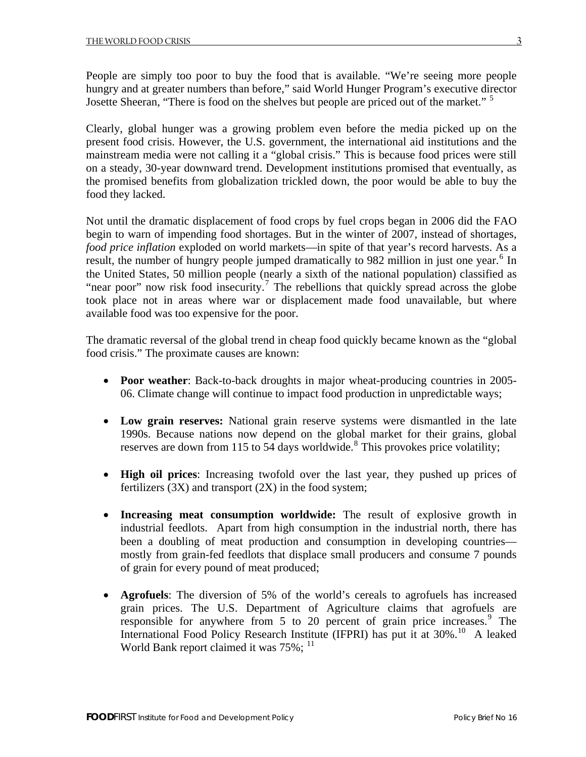People are simply too poor to buy the food that is available. "We're seeing more people hungry and at greater numbers than before," said World Hunger Program's executive director Josette Sheeran, "There is food on the shelves but people are priced out of the market." [5]

Clearly, global hunger was a growing problem even before the media picked up on the present food crisis. However, the U.S. government, the international aid institutions and the mainstream media were not calling it a "global crisis." This is because food prices were still on a steady, 30-year downward trend. Development institutions promised that eventually, as the promised benefits from globalization trickled down, the poor would be able to buy the food they lacked.

Not until the dramatic displacement of food crops by fuel crops began in 2006 did the FAO begin to warn of impending food shortages. But in the winter of 2007, instead of shortages, *food price inflation* exploded on world markets—in spite of that year's record harvests. As a result, the number of hungry people jumped dramatically to 982 million in just one year.[6] In the United States, 50 million people (nearly a sixth of the national population) classified as "near poor" now risk food insecurity.[7] The rebellions that quickly spread across the globe took place not in areas where war or displacement made food unavailable, but where available food was too expensive for the poor.

The dramatic reversal of the global trend in cheap food quickly became known as the "global food crisis." The proximate causes are known:

- **Poor weather**: Back-to-back droughts in major wheat-producing countries in 2005-06. Climate change will continue to impact food production in unpredictable ways;

- **Low grain reserves:** National grain reserve systems were dismantled in the late 1990s. Because nations now depend on the global market for their grains, global reserves are down from 115 to 54 days worldwide.[8] This provokes price volatility;

- **High oil prices**: Increasing twofold over the last year, they pushed up prices of fertilizers (3X) and transport (2X) in the food system;

- **Increasing meat consumption worldwide:** The result of explosive growth in industrial feedlots. Apart from high consumption in the industrial north, there has been a doubling of meat production and consumption in developing countries—mostly from grain-fed feedlots that displace small producers and consume 7 pounds of grain for every pound of meat produced;

- **Agrofuels**: The diversion of 5% of the world's cereals to agrofuels has increased grain prices. The U.S. Department of Agriculture claims that agrofuels are responsible for anywhere from 5 to 20 percent of grain price increases.[9] The International Food Policy Research Institute (IFPRI) has put it at 30%.[10] A leaked World Bank report claimed it was 75%; [11]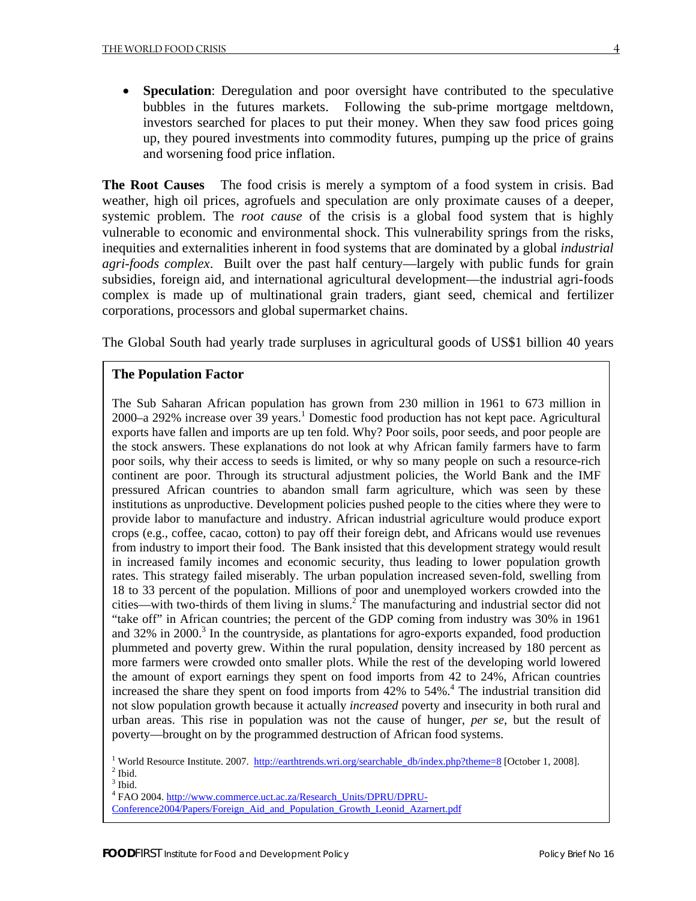- **Speculation**: Deregulation and poor oversight have contributed to the speculative bubbles in the futures markets. Following the sub-prime mortgage meltdown, investors searched for places to put their money. When they saw food prices going up, they poured investments into commodity futures, pumping up the price of grains and worsening food price inflation.

**The Root Causes** The food crisis is merely a symptom of a food system in crisis. Bad weather, high oil prices, agrofuels and speculation are only proximate causes of a deeper, systemic problem. The *root cause* of the crisis is a global food system that is highly vulnerable to economic and environmental shock. This vulnerability springs from the risks, inequities and externalities inherent in food systems that are dominated by a global *industrial agri-foods complex*. Built over the past half century—largely with public funds for grain subsidies, foreign aid, and international agricultural development—the industrial agri-foods complex is made up of multinational grain traders, giant seed, chemical and fertilizer corporations, processors and global supermarket chains.

The Global South had yearly trade surpluses in agricultural goods of US$1 billion 40 years

> **The Population Factor**
>
> The Sub Saharan African population has grown from 230 million in 1961 to 673 million in 2000–a 292% increase over 39 years.[1] Domestic food production has not kept pace. Agricultural exports have fallen and imports are up ten fold. Why? Poor soils, poor seeds, and poor people are the stock answers. These explanations do not look at why African family farmers have to farm poor soils, why their access to seeds is limited, or why so many people on such a resource-rich continent are poor. Through its structural adjustment policies, the World Bank and the IMF pressured African countries to abandon small farm agriculture, which was seen by these institutions as unproductive. Development policies pushed people to the cities where they were to provide labor to manufacture and industry. African industrial agriculture would produce export crops (e.g., coffee, cacao, cotton) to pay off their foreign debt, and Africans would use revenues from industry to import their food. The Bank insisted that this development strategy would result in increased family incomes and economic security, thus leading to lower population growth rates. This strategy failed miserably. The urban population increased seven-fold, swelling from 18 to 33 percent of the population. Millions of poor and unemployed workers crowded into the cities—with two-thirds of them living in slums.[2] The manufacturing and industrial sector did not "take off" in African countries; the percent of the GDP coming from industry was 30% in 1961 and 32% in 2000.[3] In the countryside, as plantations for agro-exports expanded, food production plummeted and poverty grew. Within the rural population, density increased by 180 percent as more farmers were crowded onto smaller plots. While the rest of the developing world lowered the amount of export earnings they spent on food imports from 42 to 24%, African countries increased the share they spent on food imports from 42% to 54%.[4] The industrial transition did not slow population growth because it actually *increased* poverty and insecurity in both rural and urban areas. This rise in population was not the cause of hunger, *per se*, but the result of poverty—brought on by the programmed destruction of African food systems.
>
> [1] World Resource Institute. 2007. http://earthtrends.wri.org/searchable_db/index.php?theme=8 [October 1, 2008].
> [2] Ibid.
> [3] Ibid.
> [4] FAO 2004. http://www.commerce.uct.ac.za/Research_Units/DPRU/DPRU-Conference2004/Papers/Foreign_Aid_and_Population_Growth_Leonid_Azarnert.pdf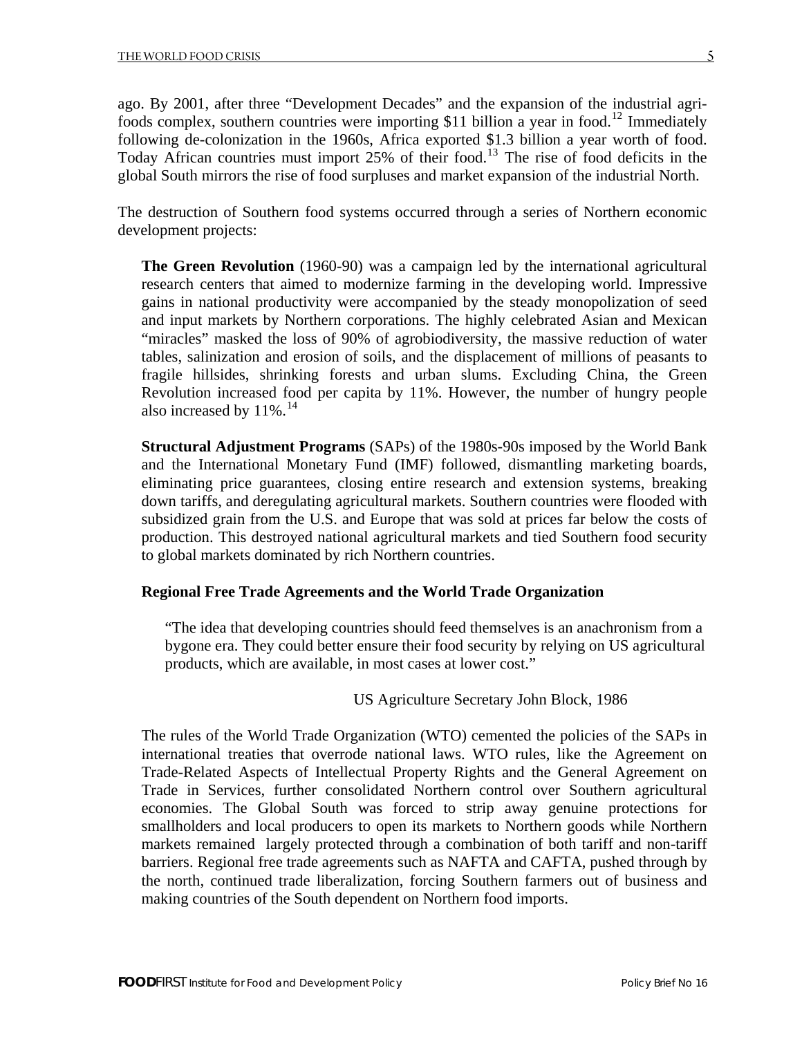ago. By 2001, after three "Development Decades" and the expansion of the industrial agri-foods complex, southern countries were importing $11 billion a year in food.[12] Immediately following de-colonization in the 1960s, Africa exported $1.3 billion a year worth of food. Today African countries must import 25% of their food.[13] The rise of food deficits in the global South mirrors the rise of food surpluses and market expansion of the industrial North.

The destruction of Southern food systems occurred through a series of Northern economic development projects:

**The Green Revolution** (1960-90) was a campaign led by the international agricultural research centers that aimed to modernize farming in the developing world. Impressive gains in national productivity were accompanied by the steady monopolization of seed and input markets by Northern corporations. The highly celebrated Asian and Mexican "miracles" masked the loss of 90% of agrobiodiversity, the massive reduction of water tables, salinization and erosion of soils, and the displacement of millions of peasants to fragile hillsides, shrinking forests and urban slums. Excluding China, the Green Revolution increased food per capita by 11%. However, the number of hungry people also increased by 11%.[14]

**Structural Adjustment Programs** (SAPs) of the 1980s-90s imposed by the World Bank and the International Monetary Fund (IMF) followed, dismantling marketing boards, eliminating price guarantees, closing entire research and extension systems, breaking down tariffs, and deregulating agricultural markets. Southern countries were flooded with subsidized grain from the U.S. and Europe that was sold at prices far below the costs of production. This destroyed national agricultural markets and tied Southern food security to global markets dominated by rich Northern countries.

**Regional Free Trade Agreements and the World Trade Organization**

> "The idea that developing countries should feed themselves is an anachronism from a bygone era. They could better ensure their food security by relying on US agricultural products, which are available, in most cases at lower cost."
>
> US Agriculture Secretary John Block, 1986

The rules of the World Trade Organization (WTO) cemented the policies of the SAPs in international treaties that overrode national laws. WTO rules, like the Agreement on Trade-Related Aspects of Intellectual Property Rights and the General Agreement on Trade in Services, further consolidated Northern control over Southern agricultural economies. The Global South was forced to strip away genuine protections for smallholders and local producers to open its markets to Northern goods while Northern markets remained largely protected through a combination of both tariff and non-tariff barriers. Regional free trade agreements such as NAFTA and CAFTA, pushed through by the north, continued trade liberalization, forcing Southern farmers out of business and making countries of the South dependent on Northern food imports.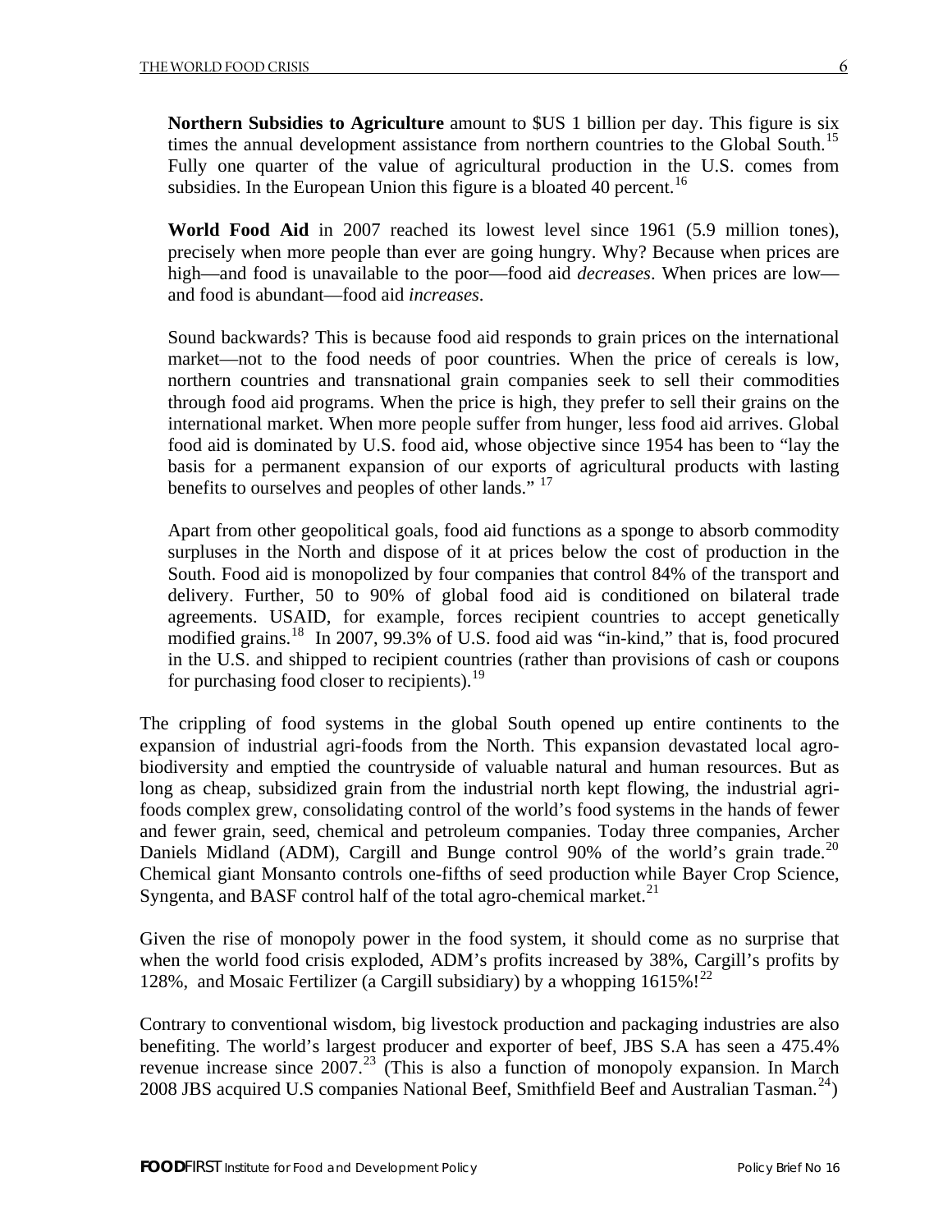**Northern Subsidies to Agriculture** amount to $US 1 billion per day. This figure is six times the annual development assistance from northern countries to the Global South.[15] Fully one quarter of the value of agricultural production in the U.S. comes from subsidies. In the European Union this figure is a bloated 40 percent.[16]

**World Food Aid** in 2007 reached its lowest level since 1961 (5.9 million tones), precisely when more people than ever are going hungry. Why? Because when prices are high—and food is unavailable to the poor—food aid *decreases*. When prices are low—and food is abundant—food aid *increases*.

Sound backwards? This is because food aid responds to grain prices on the international market—not to the food needs of poor countries. When the price of cereals is low, northern countries and transnational grain companies seek to sell their commodities through food aid programs. When the price is high, they prefer to sell their grains on the international market. When more people suffer from hunger, less food aid arrives. Global food aid is dominated by U.S. food aid, whose objective since 1954 has been to "lay the basis for a permanent expansion of our exports of agricultural products with lasting benefits to ourselves and peoples of other lands." [17]

Apart from other geopolitical goals, food aid functions as a sponge to absorb commodity surpluses in the North and dispose of it at prices below the cost of production in the South. Food aid is monopolized by four companies that control 84% of the transport and delivery. Further, 50 to 90% of global food aid is conditioned on bilateral trade agreements. USAID, for example, forces recipient countries to accept genetically modified grains.[18] In 2007, 99.3% of U.S. food aid was "in-kind," that is, food procured in the U.S. and shipped to recipient countries (rather than provisions of cash or coupons for purchasing food closer to recipients).[19]

The crippling of food systems in the global South opened up entire continents to the expansion of industrial agri-foods from the North. This expansion devastated local agro-biodiversity and emptied the countryside of valuable natural and human resources. But as long as cheap, subsidized grain from the industrial north kept flowing, the industrial agri-foods complex grew, consolidating control of the world's food systems in the hands of fewer and fewer grain, seed, chemical and petroleum companies. Today three companies, Archer Daniels Midland (ADM), Cargill and Bunge control 90% of the world's grain trade.[20] Chemical giant Monsanto controls one-fifths of seed production while Bayer Crop Science, Syngenta, and BASF control half of the total agro-chemical market.[21]

Given the rise of monopoly power in the food system, it should come as no surprise that when the world food crisis exploded, ADM's profits increased by 38%, Cargill's profits by 128%, and Mosaic Fertilizer (a Cargill subsidiary) by a whopping 1615%![22]

Contrary to conventional wisdom, big livestock production and packaging industries are also benefiting. The world's largest producer and exporter of beef, JBS S.A has seen a 475.4% revenue increase since 2007.[23] (This is also a function of monopoly expansion. In March 2008 JBS acquired U.S companies National Beef, Smithfield Beef and Australian Tasman.[24])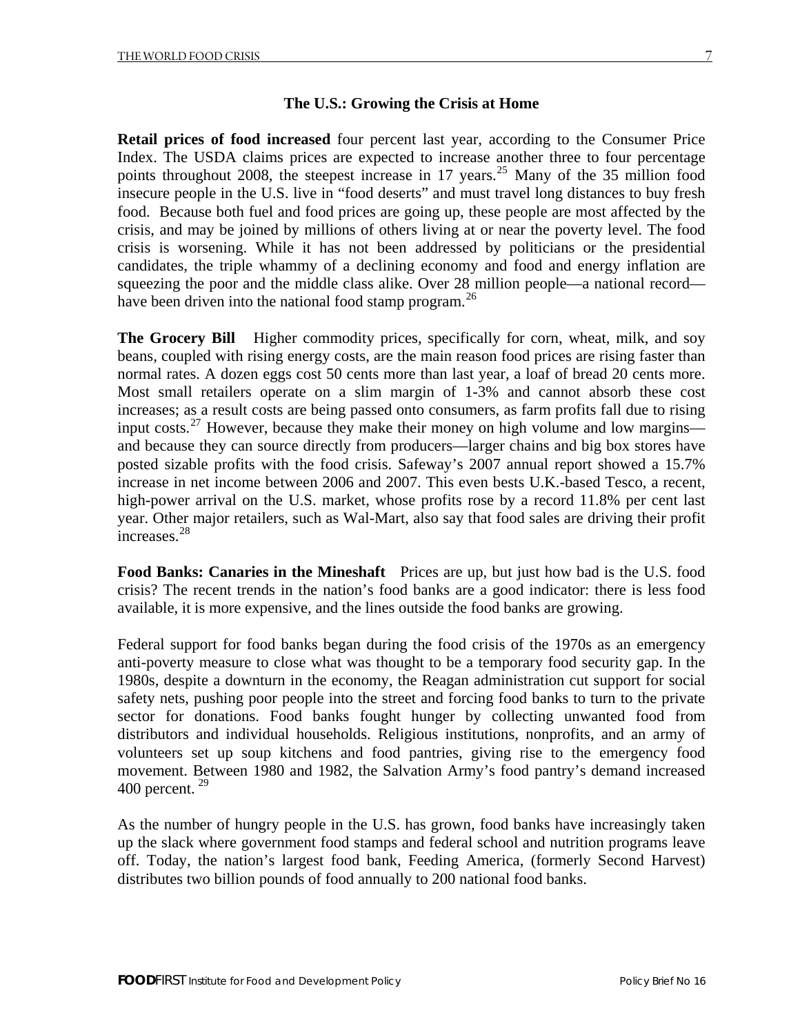## The U.S.: Growing the Crisis at Home

**Retail prices of food increased** four percent last year, according to the Consumer Price Index. The USDA claims prices are expected to increase another three to four percentage points throughout 2008, the steepest increase in 17 years.[25] Many of the 35 million food insecure people in the U.S. live in "food deserts" and must travel long distances to buy fresh food. Because both fuel and food prices are going up, these people are most affected by the crisis, and may be joined by millions of others living at or near the poverty level. The food crisis is worsening. While it has not been addressed by politicians or the presidential candidates, the triple whammy of a declining economy and food and energy inflation are squeezing the poor and the middle class alike. Over 28 million people—a national record—have been driven into the national food stamp program.[26]

**The Grocery Bill** Higher commodity prices, specifically for corn, wheat, milk, and soy beans, coupled with rising energy costs, are the main reason food prices are rising faster than normal rates. A dozen eggs cost 50 cents more than last year, a loaf of bread 20 cents more. Most small retailers operate on a slim margin of 1-3% and cannot absorb these cost increases; as a result costs are being passed onto consumers, as farm profits fall due to rising input costs.[27] However, because they make their money on high volume and low margins—and because they can source directly from producers—larger chains and big box stores have posted sizable profits with the food crisis. Safeway's 2007 annual report showed a 15.7% increase in net income between 2006 and 2007. This even bests U.K.-based Tesco, a recent, high-power arrival on the U.S. market, whose profits rose by a record 11.8% per cent last year. Other major retailers, such as Wal-Mart, also say that food sales are driving their profit increases.[28]

**Food Banks: Canaries in the Mineshaft** Prices are up, but just how bad is the U.S. food crisis? The recent trends in the nation's food banks are a good indicator: there is less food available, it is more expensive, and the lines outside the food banks are growing.

Federal support for food banks began during the food crisis of the 1970s as an emergency anti-poverty measure to close what was thought to be a temporary food security gap. In the 1980s, despite a downturn in the economy, the Reagan administration cut support for social safety nets, pushing poor people into the street and forcing food banks to turn to the private sector for donations. Food banks fought hunger by collecting unwanted food from distributors and individual households. Religious institutions, nonprofits, and an army of volunteers set up soup kitchens and food pantries, giving rise to the emergency food movement. Between 1980 and 1982, the Salvation Army's food pantry's demand increased 400 percent. [29]

As the number of hungry people in the U.S. has grown, food banks have increasingly taken up the slack where government food stamps and federal school and nutrition programs leave off. Today, the nation's largest food bank, Feeding America, (formerly Second Harvest) distributes two billion pounds of food annually to 200 national food banks.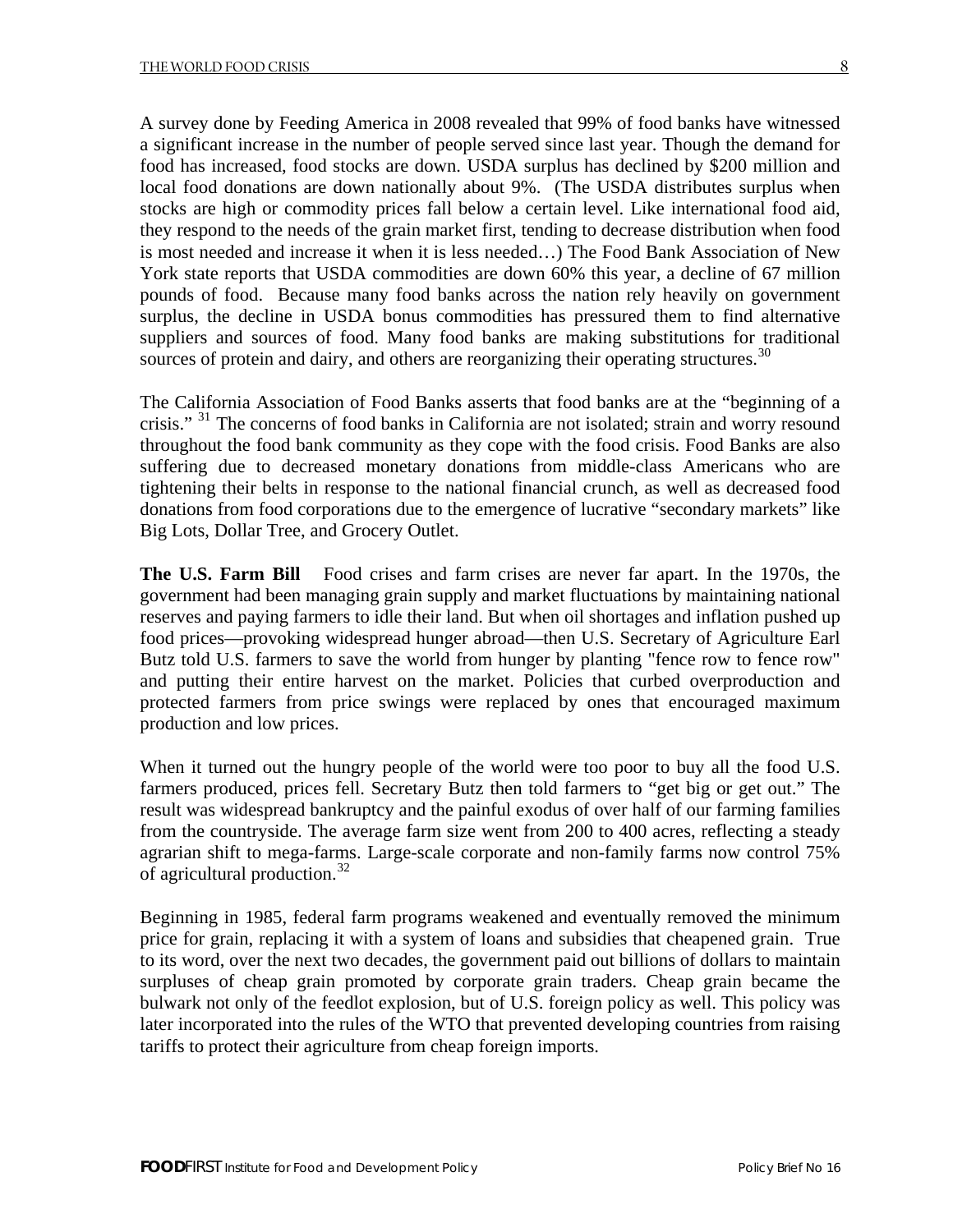A survey done by Feeding America in 2008 revealed that 99% of food banks have witnessed a significant increase in the number of people served since last year. Though the demand for food has increased, food stocks are down. USDA surplus has declined by $200 million and local food donations are down nationally about 9%. (The USDA distributes surplus when stocks are high or commodity prices fall below a certain level. Like international food aid, they respond to the needs of the grain market first, tending to decrease distribution when food is most needed and increase it when it is less needed…) The Food Bank Association of New York state reports that USDA commodities are down 60% this year, a decline of 67 million pounds of food. Because many food banks across the nation rely heavily on government surplus, the decline in USDA bonus commodities has pressured them to find alternative suppliers and sources of food. Many food banks are making substitutions for traditional sources of protein and dairy, and others are reorganizing their operating structures.[30]

The California Association of Food Banks asserts that food banks are at the "beginning of a crisis." [31] The concerns of food banks in California are not isolated; strain and worry resound throughout the food bank community as they cope with the food crisis. Food Banks are also suffering due to decreased monetary donations from middle-class Americans who are tightening their belts in response to the national financial crunch, as well as decreased food donations from food corporations due to the emergence of lucrative "secondary markets" like Big Lots, Dollar Tree, and Grocery Outlet.

**The U.S. Farm Bill** Food crises and farm crises are never far apart. In the 1970s, the government had been managing grain supply and market fluctuations by maintaining national reserves and paying farmers to idle their land. But when oil shortages and inflation pushed up food prices—provoking widespread hunger abroad—then U.S. Secretary of Agriculture Earl Butz told U.S. farmers to save the world from hunger by planting "fence row to fence row" and putting their entire harvest on the market. Policies that curbed overproduction and protected farmers from price swings were replaced by ones that encouraged maximum production and low prices.

When it turned out the hungry people of the world were too poor to buy all the food U.S. farmers produced, prices fell. Secretary Butz then told farmers to "get big or get out." The result was widespread bankruptcy and the painful exodus of over half of our farming families from the countryside. The average farm size went from 200 to 400 acres, reflecting a steady agrarian shift to mega-farms. Large-scale corporate and non-family farms now control 75% of agricultural production.[32]

Beginning in 1985, federal farm programs weakened and eventually removed the minimum price for grain, replacing it with a system of loans and subsidies that cheapened grain. True to its word, over the next two decades, the government paid out billions of dollars to maintain surpluses of cheap grain promoted by corporate grain traders. Cheap grain became the bulwark not only of the feedlot explosion, but of U.S. foreign policy as well. This policy was later incorporated into the rules of the WTO that prevented developing countries from raising tariffs to protect their agriculture from cheap foreign imports.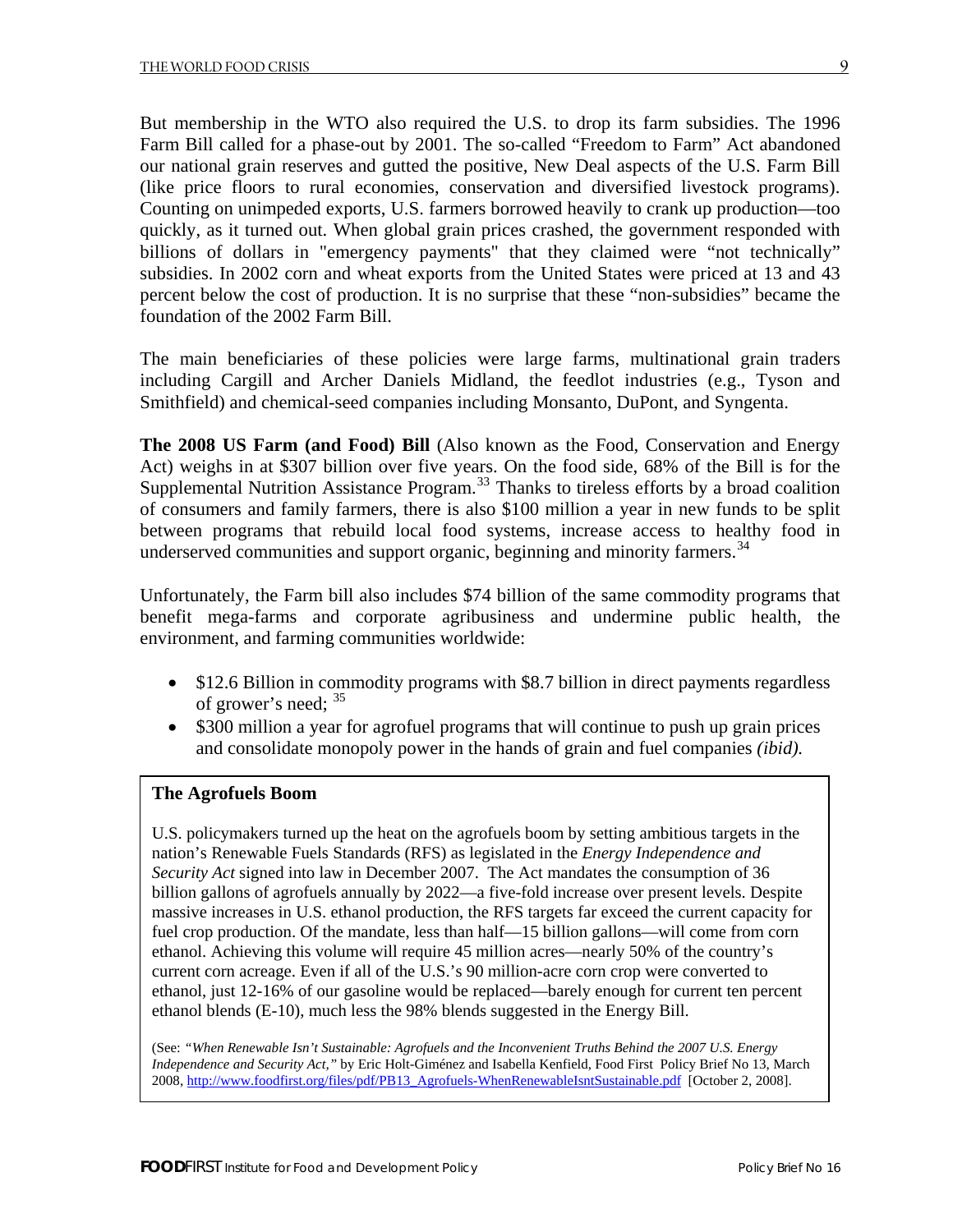But membership in the WTO also required the U.S. to drop its farm subsidies. The 1996 Farm Bill called for a phase-out by 2001. The so-called "Freedom to Farm" Act abandoned our national grain reserves and gutted the positive, New Deal aspects of the U.S. Farm Bill (like price floors to rural economies, conservation and diversified livestock programs). Counting on unimpeded exports, U.S. farmers borrowed heavily to crank up production—too quickly, as it turned out. When global grain prices crashed, the government responded with billions of dollars in "emergency payments" that they claimed were "not technically" subsidies. In 2002 corn and wheat exports from the United States were priced at 13 and 43 percent below the cost of production. It is no surprise that these "non-subsidies" became the foundation of the 2002 Farm Bill.

The main beneficiaries of these policies were large farms, multinational grain traders including Cargill and Archer Daniels Midland, the feedlot industries (e.g., Tyson and Smithfield) and chemical-seed companies including Monsanto, DuPont, and Syngenta.

**The 2008 US Farm (and Food) Bill** (Also known as the Food, Conservation and Energy Act) weighs in at $307 billion over five years. On the food side, 68% of the Bill is for the Supplemental Nutrition Assistance Program.[33] Thanks to tireless efforts by a broad coalition of consumers and family farmers, there is also $100 million a year in new funds to be split between programs that rebuild local food systems, increase access to healthy food in underserved communities and support organic, beginning and minority farmers.[34]

Unfortunately, the Farm bill also includes $74 billion of the same commodity programs that benefit mega-farms and corporate agribusiness and undermine public health, the environment, and farming communities worldwide:

- $12.6 Billion in commodity programs with $8.7 billion in direct payments regardless of grower's need; [35]
- $300 million a year for agrofuel programs that will continue to push up grain prices and consolidate monopoly power in the hands of grain and fuel companies *(ibid).*

**The Agrofuels Boom**

U.S. policymakers turned up the heat on the agrofuels boom by setting ambitious targets in the nation's Renewable Fuels Standards (RFS) as legislated in the *Energy Independence and Security Act* signed into law in December 2007. The Act mandates the consumption of 36 billion gallons of agrofuels annually by 2022—a five-fold increase over present levels. Despite massive increases in U.S. ethanol production, the RFS targets far exceed the current capacity for fuel crop production. Of the mandate, less than half—15 billion gallons—will come from corn ethanol. Achieving this volume will require 45 million acres—nearly 50% of the country's current corn acreage. Even if all of the U.S.'s 90 million-acre corn crop were converted to ethanol, just 12-16% of our gasoline would be replaced—barely enough for current ten percent ethanol blends (E-10), much less the 98% blends suggested in the Energy Bill.

(See: *"When Renewable Isn't Sustainable: Agrofuels and the Inconvenient Truths Behind the 2007 U.S. Energy Independence and Security Act,"* by Eric Holt-Giménez and Isabella Kenfield, Food First Policy Brief No 13, March 2008, http://www.foodfirst.org/files/pdf/PB13_Agrofuels-WhenRenewableIsntSustainable.pdf [October 2, 2008].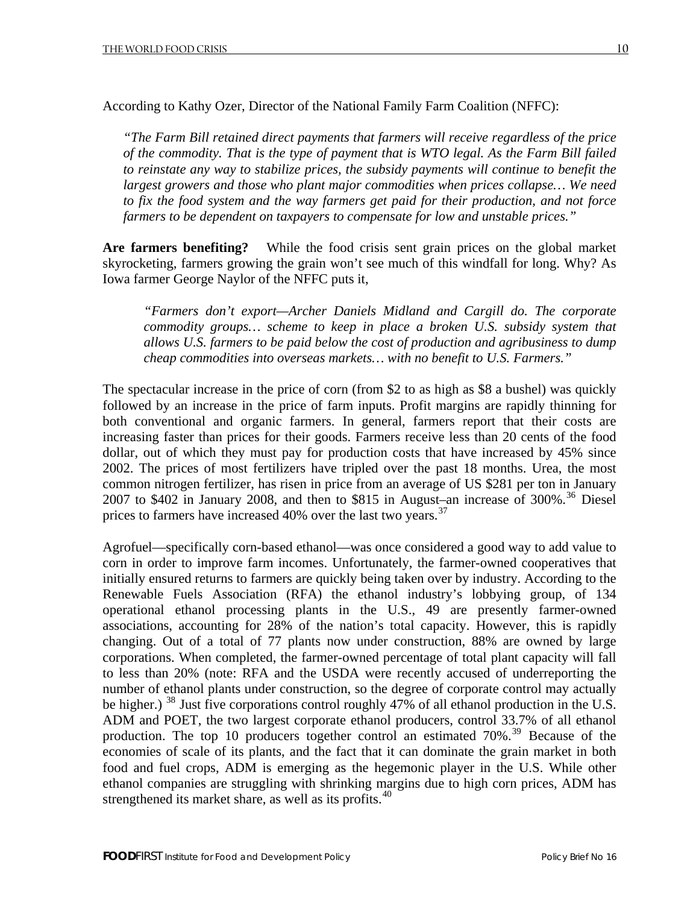According to Kathy Ozer, Director of the National Family Farm Coalition (NFFC):

> *"The Farm Bill retained direct payments that farmers will receive regardless of the price of the commodity. That is the type of payment that is WTO legal. As the Farm Bill failed to reinstate any way to stabilize prices, the subsidy payments will continue to benefit the largest growers and those who plant major commodities when prices collapse… We need to fix the food system and the way farmers get paid for their production, and not force farmers to be dependent on taxpayers to compensate for low and unstable prices."*

**Are farmers benefiting?** While the food crisis sent grain prices on the global market skyrocketing, farmers growing the grain won't see much of this windfall for long. Why? As Iowa farmer George Naylor of the NFFC puts it,

> *"Farmers don't export—Archer Daniels Midland and Cargill do. The corporate commodity groups… scheme to keep in place a broken U.S. subsidy system that allows U.S. farmers to be paid below the cost of production and agribusiness to dump cheap commodities into overseas markets… with no benefit to U.S. Farmers."*

The spectacular increase in the price of corn (from $2 to as high as $8 a bushel) was quickly followed by an increase in the price of farm inputs. Profit margins are rapidly thinning for both conventional and organic farmers. In general, farmers report that their costs are increasing faster than prices for their goods. Farmers receive less than 20 cents of the food dollar, out of which they must pay for production costs that have increased by 45% since 2002. The prices of most fertilizers have tripled over the past 18 months. Urea, the most common nitrogen fertilizer, has risen in price from an average of US $281 per ton in January 2007 to $402 in January 2008, and then to $815 in August–an increase of 300%.[36] Diesel prices to farmers have increased 40% over the last two years.[37]

Agrofuel—specifically corn-based ethanol—was once considered a good way to add value to corn in order to improve farm incomes. Unfortunately, the farmer-owned cooperatives that initially ensured returns to farmers are quickly being taken over by industry. According to the Renewable Fuels Association (RFA) the ethanol industry's lobbying group, of 134 operational ethanol processing plants in the U.S., 49 are presently farmer-owned associations, accounting for 28% of the nation's total capacity. However, this is rapidly changing. Out of a total of 77 plants now under construction, 88% are owned by large corporations. When completed, the farmer-owned percentage of total plant capacity will fall to less than 20% (note: RFA and the USDA were recently accused of underreporting the number of ethanol plants under construction, so the degree of corporate control may actually be higher.) [38] Just five corporations control roughly 47% of all ethanol production in the U.S. ADM and POET, the two largest corporate ethanol producers, control 33.7% of all ethanol production. The top 10 producers together control an estimated 70%.[39] Because of the economies of scale of its plants, and the fact that it can dominate the grain market in both food and fuel crops, ADM is emerging as the hegemonic player in the U.S. While other ethanol companies are struggling with shrinking margins due to high corn prices, ADM has strengthened its market share, as well as its profits.[40]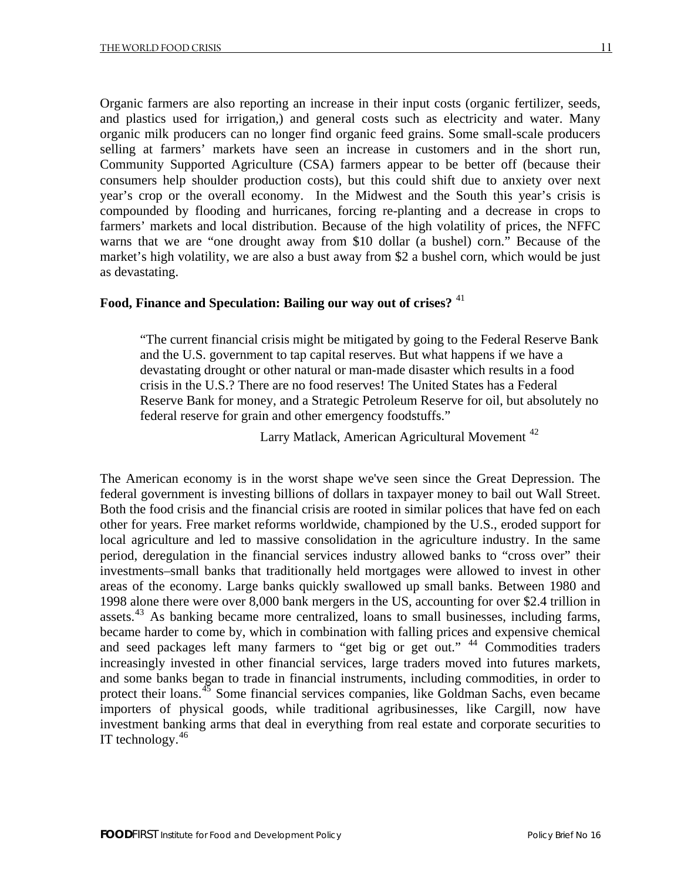Organic farmers are also reporting an increase in their input costs (organic fertilizer, seeds, and plastics used for irrigation,) and general costs such as electricity and water. Many organic milk producers can no longer find organic feed grains. Some small-scale producers selling at farmers' markets have seen an increase in customers and in the short run, Community Supported Agriculture (CSA) farmers appear to be better off (because their consumers help shoulder production costs), but this could shift due to anxiety over next year's crop or the overall economy. In the Midwest and the South this year's crisis is compounded by flooding and hurricanes, forcing re-planting and a decrease in crops to farmers' markets and local distribution. Because of the high volatility of prices, the NFFC warns that we are "one drought away from $10 dollar (a bushel) corn." Because of the market's high volatility, we are also a bust away from $2 a bushel corn, which would be just as devastating.

### Food, Finance and Speculation: Bailing our way out of crises? [41]

> "The current financial crisis might be mitigated by going to the Federal Reserve Bank and the U.S. government to tap capital reserves. But what happens if we have a devastating drought or other natural or man-made disaster which results in a food crisis in the U.S.? There are no food reserves! The United States has a Federal Reserve Bank for money, and a Strategic Petroleum Reserve for oil, but absolutely no federal reserve for grain and other emergency foodstuffs."
>
> Larry Matlack, American Agricultural Movement [42]

The American economy is in the worst shape we've seen since the Great Depression. The federal government is investing billions of dollars in taxpayer money to bail out Wall Street. Both the food crisis and the financial crisis are rooted in similar polices that have fed on each other for years. Free market reforms worldwide, championed by the U.S., eroded support for local agriculture and led to massive consolidation in the agriculture industry. In the same period, deregulation in the financial services industry allowed banks to "cross over" their investments–small banks that traditionally held mortgages were allowed to invest in other areas of the economy. Large banks quickly swallowed up small banks. Between 1980 and 1998 alone there were over 8,000 bank mergers in the US, accounting for over $2.4 trillion in assets.[43] As banking became more centralized, loans to small businesses, including farms, became harder to come by, which in combination with falling prices and expensive chemical and seed packages left many farmers to "get big or get out." [44] Commodities traders increasingly invested in other financial services, large traders moved into futures markets, and some banks began to trade in financial instruments, including commodities, in order to protect their loans.[45] Some financial services companies, like Goldman Sachs, even became importers of physical goods, while traditional agribusinesses, like Cargill, now have investment banking arms that deal in everything from real estate and corporate securities to IT technology.[46]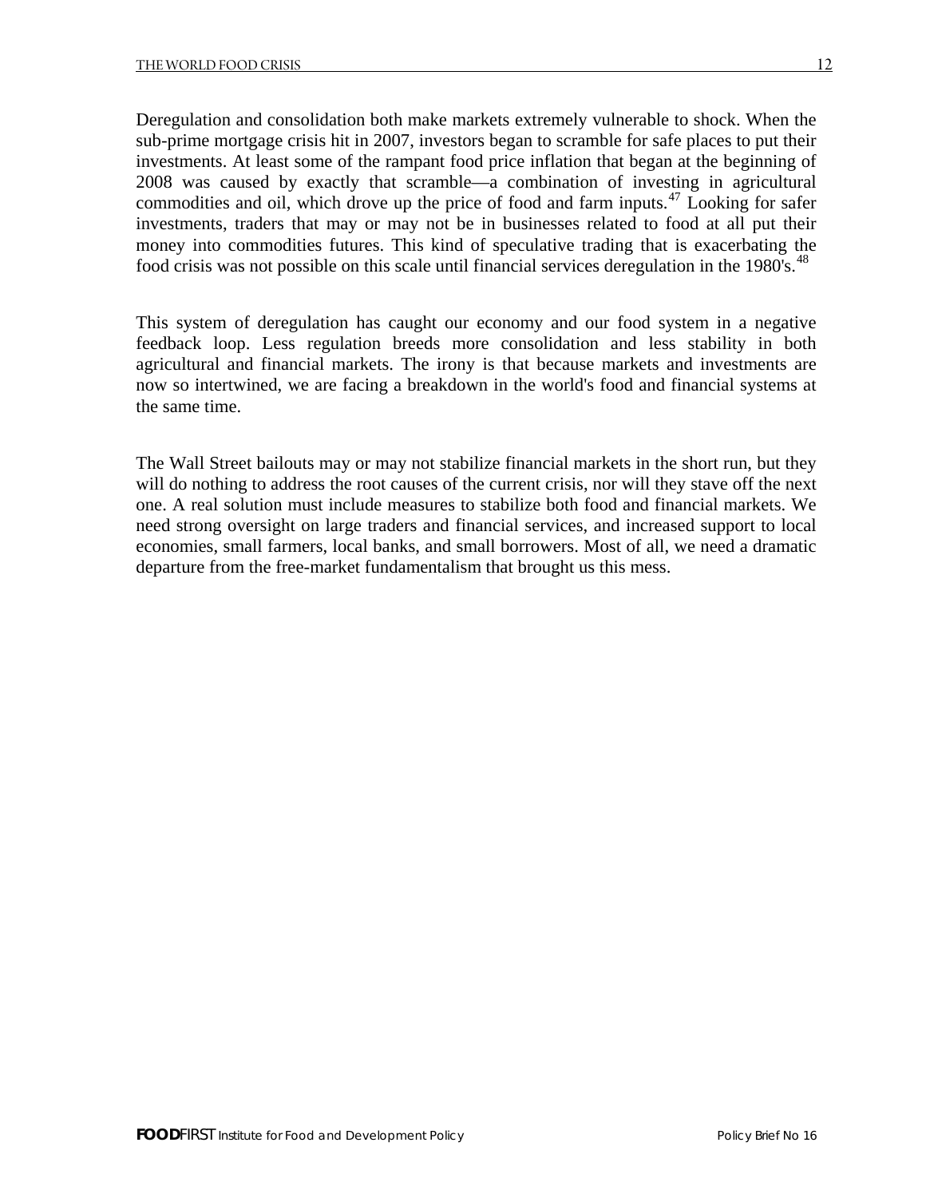Deregulation and consolidation both make markets extremely vulnerable to shock. When the sub-prime mortgage crisis hit in 2007, investors began to scramble for safe places to put their investments. At least some of the rampant food price inflation that began at the beginning of 2008 was caused by exactly that scramble—a combination of investing in agricultural commodities and oil, which drove up the price of food and farm inputs.[47] Looking for safer investments, traders that may or may not be in businesses related to food at all put their money into commodities futures. This kind of speculative trading that is exacerbating the food crisis was not possible on this scale until financial services deregulation in the 1980's.[48]

This system of deregulation has caught our economy and our food system in a negative feedback loop. Less regulation breeds more consolidation and less stability in both agricultural and financial markets. The irony is that because markets and investments are now so intertwined, we are facing a breakdown in the world's food and financial systems at the same time.

The Wall Street bailouts may or may not stabilize financial markets in the short run, but they will do nothing to address the root causes of the current crisis, nor will they stave off the next one. A real solution must include measures to stabilize both food and financial markets. We need strong oversight on large traders and financial services, and increased support to local economies, small farmers, local banks, and small borrowers. Most of all, we need a dramatic departure from the free-market fundamentalism that brought us this mess.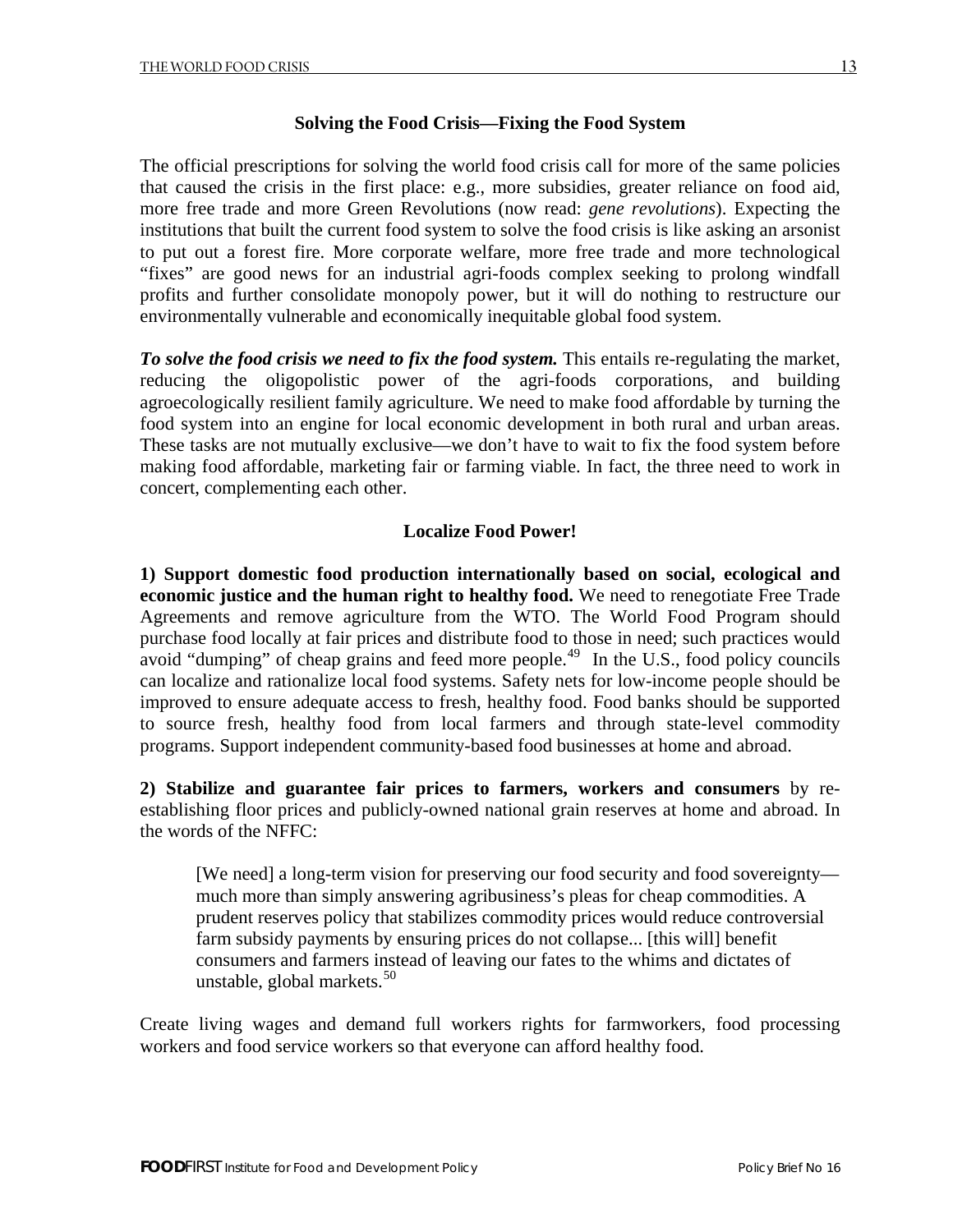## Solving the Food Crisis—Fixing the Food System

The official prescriptions for solving the world food crisis call for more of the same policies that caused the crisis in the first place: e.g., more subsidies, greater reliance on food aid, more free trade and more Green Revolutions (now read: *gene revolutions*). Expecting the institutions that built the current food system to solve the food crisis is like asking an arsonist to put out a forest fire. More corporate welfare, more free trade and more technological "fixes" are good news for an industrial agri-foods complex seeking to prolong windfall profits and further consolidate monopoly power, but it will do nothing to restructure our environmentally vulnerable and economically inequitable global food system.

***To solve the food crisis we need to fix the food system.*** This entails re-regulating the market, reducing the oligopolistic power of the agri-foods corporations, and building agroecologically resilient family agriculture. We need to make food affordable by turning the food system into an engine for local economic development in both rural and urban areas. These tasks are not mutually exclusive—we don't have to wait to fix the food system before making food affordable, marketing fair or farming viable. In fact, the three need to work in concert, complementing each other.

### Localize Food Power!

**1) Support domestic food production internationally based on social, ecological and economic justice and the human right to healthy food.** We need to renegotiate Free Trade Agreements and remove agriculture from the WTO. The World Food Program should purchase food locally at fair prices and distribute food to those in need; such practices would avoid "dumping" of cheap grains and feed more people.[49] In the U.S., food policy councils can localize and rationalize local food systems. Safety nets for low-income people should be improved to ensure adequate access to fresh, healthy food. Food banks should be supported to source fresh, healthy food from local farmers and through state-level commodity programs. Support independent community-based food businesses at home and abroad.

**2) Stabilize and guarantee fair prices to farmers, workers and consumers** by re-establishing floor prices and publicly-owned national grain reserves at home and abroad. In the words of the NFFC:

> [We need] a long-term vision for preserving our food security and food sovereignty—much more than simply answering agribusiness's pleas for cheap commodities. A prudent reserves policy that stabilizes commodity prices would reduce controversial farm subsidy payments by ensuring prices do not collapse... [this will] benefit consumers and farmers instead of leaving our fates to the whims and dictates of unstable, global markets.[50]

Create living wages and demand full workers rights for farmworkers, food processing workers and food service workers so that everyone can afford healthy food.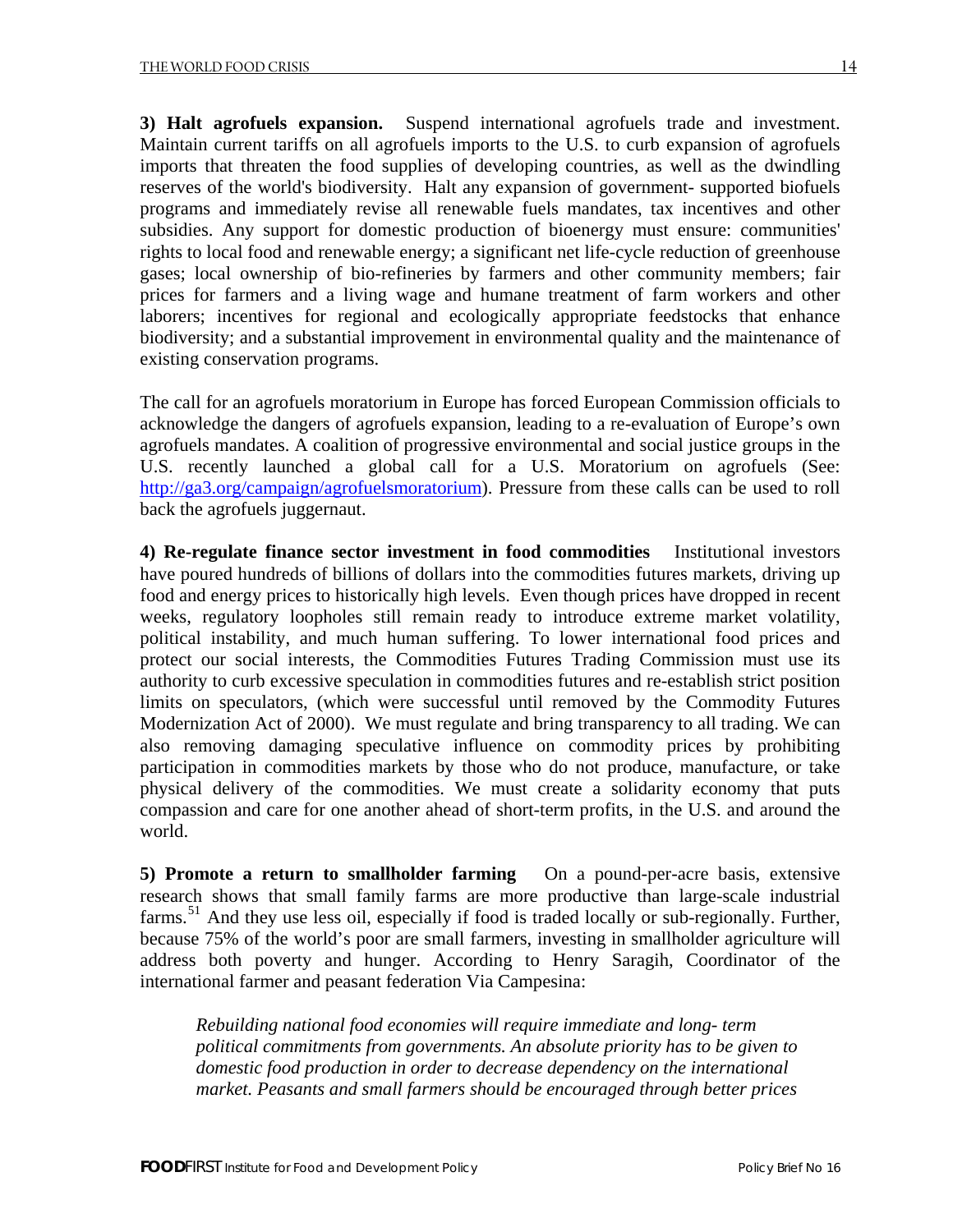**3) Halt agrofuels expansion.** Suspend international agrofuels trade and investment. Maintain current tariffs on all agrofuels imports to the U.S. to curb expansion of agrofuels imports that threaten the food supplies of developing countries, as well as the dwindling reserves of the world's biodiversity. Halt any expansion of government- supported biofuels programs and immediately revise all renewable fuels mandates, tax incentives and other subsidies. Any support for domestic production of bioenergy must ensure: communities' rights to local food and renewable energy; a significant net life-cycle reduction of greenhouse gases; local ownership of bio-refineries by farmers and other community members; fair prices for farmers and a living wage and humane treatment of farm workers and other laborers; incentives for regional and ecologically appropriate feedstocks that enhance biodiversity; and a substantial improvement in environmental quality and the maintenance of existing conservation programs.

The call for an agrofuels moratorium in Europe has forced European Commission officials to acknowledge the dangers of agrofuels expansion, leading to a re-evaluation of Europe's own agrofuels mandates. A coalition of progressive environmental and social justice groups in the U.S. recently launched a global call for a U.S. Moratorium on agrofuels (See: http://ga3.org/campaign/agrofuelsmoratorium). Pressure from these calls can be used to roll back the agrofuels juggernaut.

**4) Re-regulate finance sector investment in food commodities** Institutional investors have poured hundreds of billions of dollars into the commodities futures markets, driving up food and energy prices to historically high levels. Even though prices have dropped in recent weeks, regulatory loopholes still remain ready to introduce extreme market volatility, political instability, and much human suffering. To lower international food prices and protect our social interests, the Commodities Futures Trading Commission must use its authority to curb excessive speculation in commodities futures and re-establish strict position limits on speculators, (which were successful until removed by the Commodity Futures Modernization Act of 2000). We must regulate and bring transparency to all trading. We can also removing damaging speculative influence on commodity prices by prohibiting participation in commodities markets by those who do not produce, manufacture, or take physical delivery of the commodities. We must create a solidarity economy that puts compassion and care for one another ahead of short-term profits, in the U.S. and around the world.

**5) Promote a return to smallholder farming** On a pound-per-acre basis, extensive research shows that small family farms are more productive than large-scale industrial farms.[51] And they use less oil, especially if food is traded locally or sub-regionally. Further, because 75% of the world's poor are small farmers, investing in smallholder agriculture will address both poverty and hunger. According to Henry Saragih, Coordinator of the international farmer and peasant federation Via Campesina:

> *Rebuilding national food economies will require immediate and long- term political commitments from governments. An absolute priority has to be given to domestic food production in order to decrease dependency on the international market. Peasants and small farmers should be encouraged through better prices*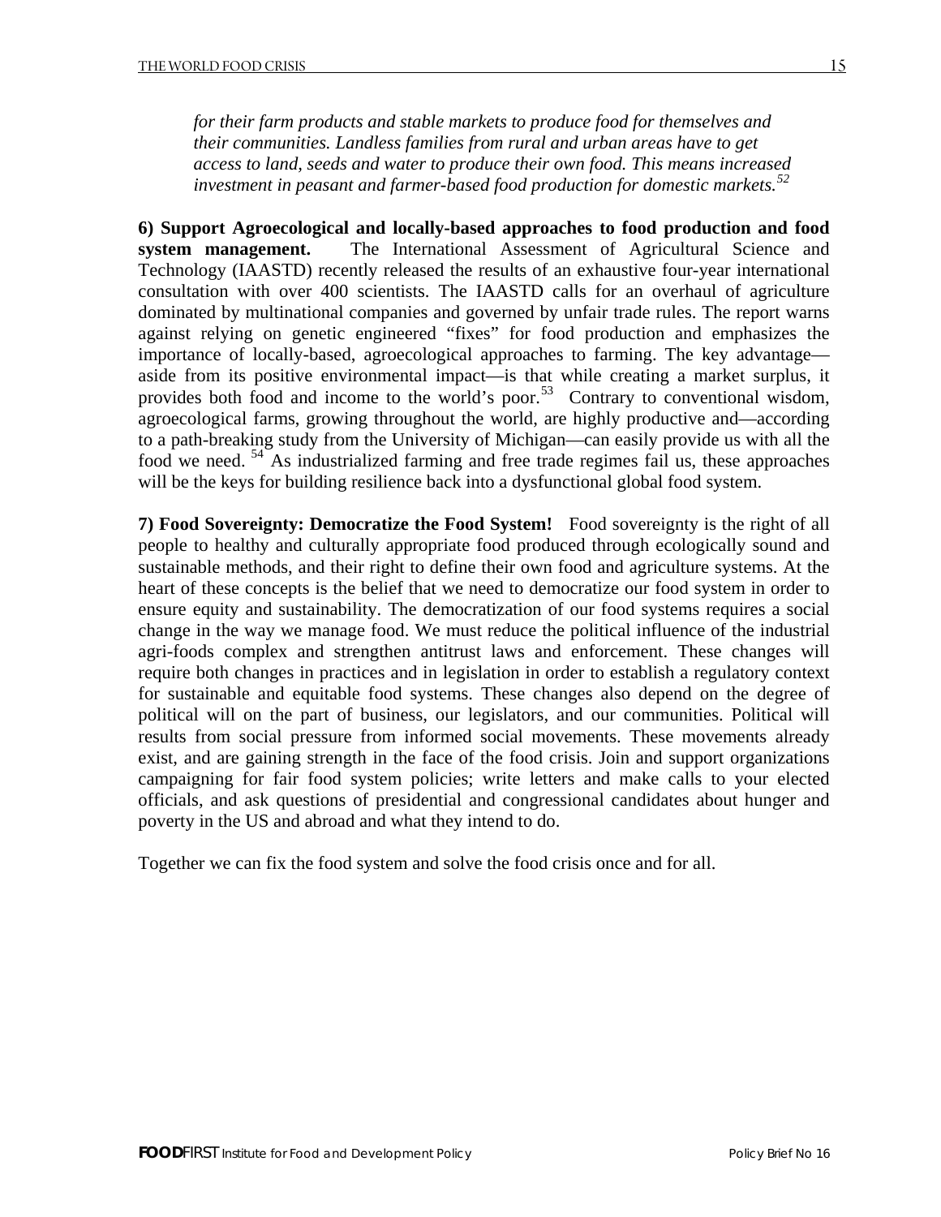*for their farm products and stable markets to produce food for themselves and their communities. Landless families from rural and urban areas have to get access to land, seeds and water to produce their own food. This means increased investment in peasant and farmer-based food production for domestic markets.*[52]

**6) Support Agroecological and locally-based approaches to food production and food system management.** The International Assessment of Agricultural Science and Technology (IAASTD) recently released the results of an exhaustive four-year international consultation with over 400 scientists. The IAASTD calls for an overhaul of agriculture dominated by multinational companies and governed by unfair trade rules. The report warns against relying on genetic engineered "fixes" for food production and emphasizes the importance of locally-based, agroecological approaches to farming. The key advantage—aside from its positive environmental impact—is that while creating a market surplus, it provides both food and income to the world's poor.[53] Contrary to conventional wisdom, agroecological farms, growing throughout the world, are highly productive and—according to a path-breaking study from the University of Michigan—can easily provide us with all the food we need.[54] As industrialized farming and free trade regimes fail us, these approaches will be the keys for building resilience back into a dysfunctional global food system.

**7) Food Sovereignty: Democratize the Food System!** Food sovereignty is the right of all people to healthy and culturally appropriate food produced through ecologically sound and sustainable methods, and their right to define their own food and agriculture systems. At the heart of these concepts is the belief that we need to democratize our food system in order to ensure equity and sustainability. The democratization of our food systems requires a social change in the way we manage food. We must reduce the political influence of the industrial agri-foods complex and strengthen antitrust laws and enforcement. These changes will require both changes in practices and in legislation in order to establish a regulatory context for sustainable and equitable food systems. These changes also depend on the degree of political will on the part of business, our legislators, and our communities. Political will results from social pressure from informed social movements. These movements already exist, and are gaining strength in the face of the food crisis. Join and support organizations campaigning for fair food system policies; write letters and make calls to your elected officials, and ask questions of presidential and congressional candidates about hunger and poverty in the US and abroad and what they intend to do.

Together we can fix the food system and solve the food crisis once and for all.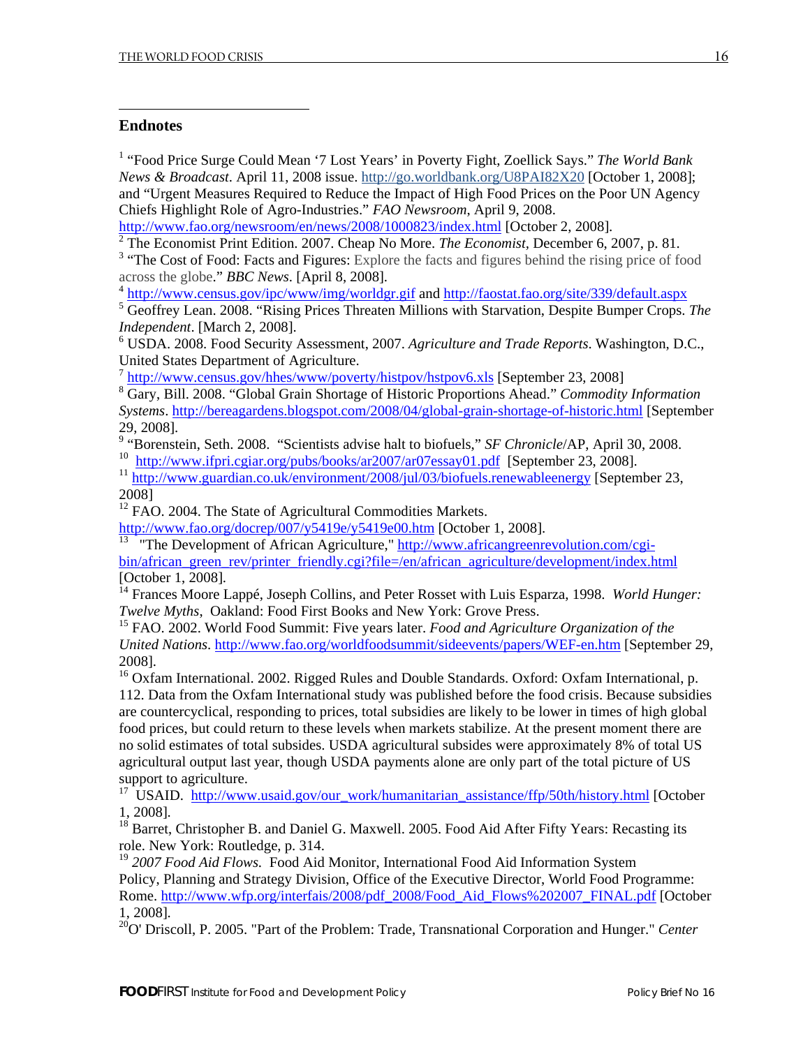## Endnotes

[1] "Food Price Surge Could Mean '7 Lost Years' in Poverty Fight, Zoellick Says." *The World Bank News & Broadcast*. April 11, 2008 issue. http://go.worldbank.org/U8PAI82X20 [October 1, 2008]; and "Urgent Measures Required to Reduce the Impact of High Food Prices on the Poor UN Agency Chiefs Highlight Role of Agro-Industries." *FAO Newsroom*, April 9, 2008. http://www.fao.org/newsroom/en/news/2008/1000823/index.html [October 2, 2008].

[2] The Economist Print Edition. 2007. Cheap No More. *The Economist*, December 6, 2007, p. 81.

[3] "The Cost of Food: Facts and Figures: Explore the facts and figures behind the rising price of food across the globe." *BBC News*. [April 8, 2008].

[4] http://www.census.gov/ipc/www/img/worldgr.gif and http://faostat.fao.org/site/339/default.aspx

[5] Geoffrey Lean. 2008. "Rising Prices Threaten Millions with Starvation, Despite Bumper Crops. *The Independent*. [March 2, 2008].

[6] USDA. 2008. Food Security Assessment, 2007. *Agriculture and Trade Reports*. Washington, D.C., United States Department of Agriculture.

[7] http://www.census.gov/hhes/www/poverty/histpov/hstpov6.xls [September 23, 2008]

[8] Gary, Bill. 2008. "Global Grain Shortage of Historic Proportions Ahead." *Commodity Information Systems*. http://bereagardens.blogspot.com/2008/04/global-grain-shortage-of-historic.html [September 29, 2008].

[9] "Borenstein, Seth. 2008. "Scientists advise halt to biofuels," *SF Chronicle*/AP, April 30, 2008.

[10] http://www.ifpri.cgiar.org/pubs/books/ar2007/ar07essay01.pdf [September 23, 2008].

[11] http://www.guardian.co.uk/environment/2008/jul/03/biofuels.renewableenergy [September 23, 2008]

[12] FAO. 2004. The State of Agricultural Commodities Markets. http://www.fao.org/docrep/007/y5419e/y5419e00.htm [October 1, 2008].

[13] "The Development of African Agriculture," http://www.africangreenrevolution.com/cgi-bin/african_green_rev/printer_friendly.cgi?file=/en/african_agriculture/development/index.html [October 1, 2008].

[14] Frances Moore Lappé, Joseph Collins, and Peter Rosset with Luis Esparza, 1998. *World Hunger: Twelve Myths*, Oakland: Food First Books and New York: Grove Press.

[15] FAO. 2002. World Food Summit: Five years later. *Food and Agriculture Organization of the United Nations*. http://www.fao.org/worldfoodsummit/sideevents/papers/WEF-en.htm [September 29, 2008].

[16] Oxfam International. 2002. Rigged Rules and Double Standards. Oxford: Oxfam International, p. 112. Data from the Oxfam International study was published before the food crisis. Because subsidies are countercyclical, responding to prices, total subsidies are likely to be lower in times of high global food prices, but could return to these levels when markets stabilize. At the present moment there are no solid estimates of total subsides. USDA agricultural subsides were approximately 8% of total US agricultural output last year, though USDA payments alone are only part of the total picture of US support to agriculture.

[17] USAID. http://www.usaid.gov/our_work/humanitarian_assistance/ffp/50th/history.html [October 1, 2008].

[18] Barret, Christopher B. and Daniel G. Maxwell. 2005. Food Aid After Fifty Years: Recasting its role. New York: Routledge, p. 314.

[19] *2007 Food Aid Flows.* Food Aid Monitor, International Food Aid Information System Policy, Planning and Strategy Division, Office of the Executive Director, World Food Programme: Rome. http://www.wfp.org/interfais/2008/pdf_2008/Food_Aid_Flows%202007_FINAL.pdf [October 1, 2008].

[20] O' Driscoll, P. 2005. "Part of the Problem: Trade, Transnational Corporation and Hunger." *Center*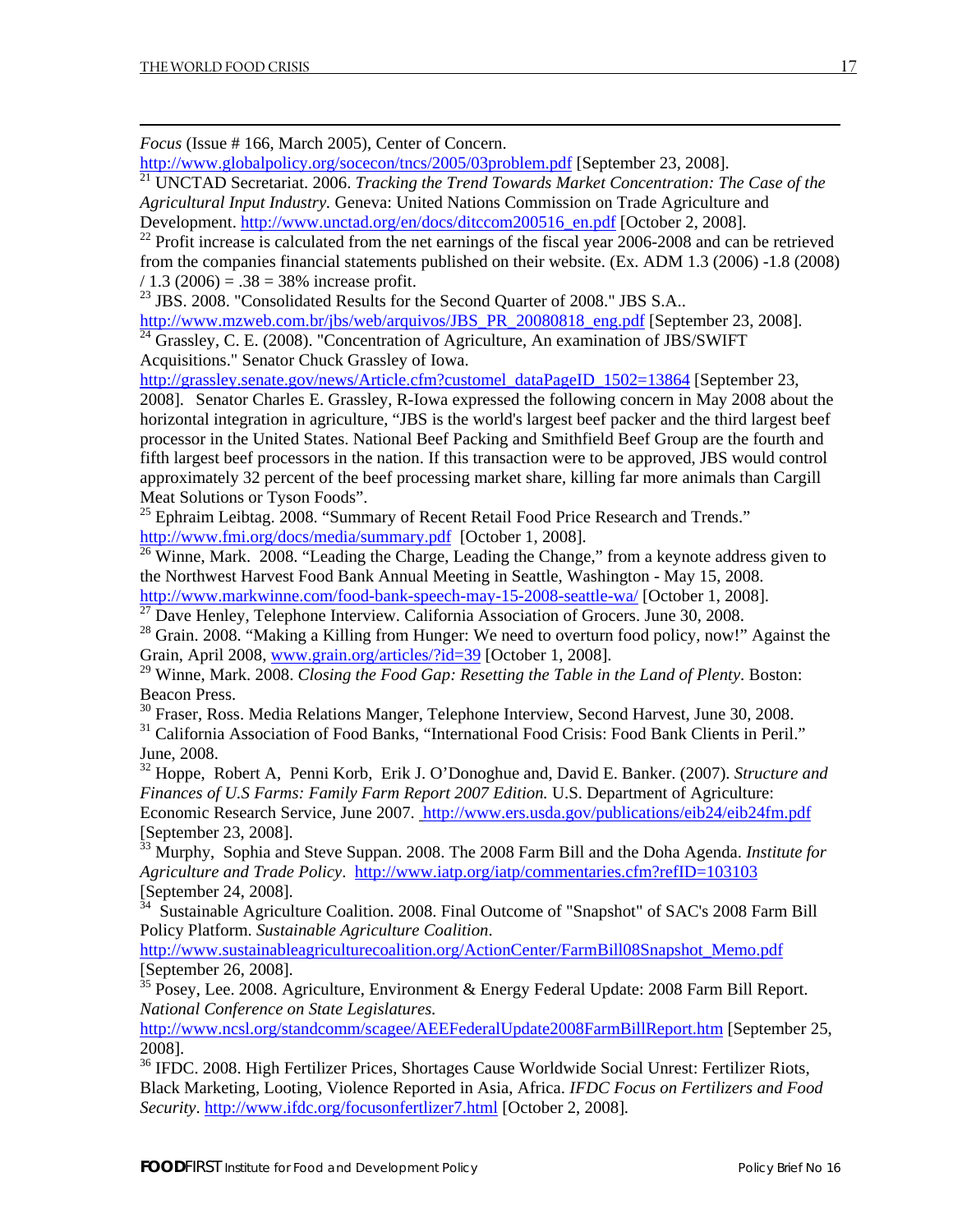*Focus* (Issue # 166, March 2005), Center of Concern. http://www.globalpolicy.org/socecon/tncs/2005/03problem.pdf [September 23, 2008].

[21] UNCTAD Secretariat. 2006. *Tracking the Trend Towards Market Concentration: The Case of the Agricultural Input Industry.* Geneva: United Nations Commission on Trade Agriculture and Development. http://www.unctad.org/en/docs/ditccom200516_en.pdf [October 2, 2008].

[22] Profit increase is calculated from the net earnings of the fiscal year 2006-2008 and can be retrieved from the companies financial statements published on their website. (Ex. ADM 1.3 (2006) -1.8 (2008) / 1.3 (2006) = .38 = 38% increase profit.

[23] JBS. 2008. "Consolidated Results for the Second Quarter of 2008." JBS S.A.. http://www.mzweb.com.br/jbs/web/arquivos/JBS_PR_20080818_eng.pdf [September 23, 2008].

[24] Grassley, C. E. (2008). "Concentration of Agriculture, An examination of JBS/SWIFT Acquisitions." Senator Chuck Grassley of Iowa. http://grassley.senate.gov/news/Article.cfm?customel_dataPageID_1502=13864 [September 23, 2008]. Senator Charles E. Grassley, R-Iowa expressed the following concern in May 2008 about the horizontal integration in agriculture, "JBS is the world's largest beef packer and the third largest beef processor in the United States. National Beef Packing and Smithfield Beef Group are the fourth and fifth largest beef processors in the nation. If this transaction were to be approved, JBS would control approximately 32 percent of the beef processing market share, killing far more animals than Cargill Meat Solutions or Tyson Foods".

[25] Ephraim Leibtag. 2008. "Summary of Recent Retail Food Price Research and Trends." http://www.fmi.org/docs/media/summary.pdf [October 1, 2008].

[26] Winne, Mark. 2008. "Leading the Charge, Leading the Change," from a keynote address given to the Northwest Harvest Food Bank Annual Meeting in Seattle, Washington - May 15, 2008. http://www.markwinne.com/food-bank-speech-may-15-2008-seattle-wa/ [October 1, 2008].

[27] Dave Henley, Telephone Interview. California Association of Grocers. June 30, 2008.

[28] Grain. 2008. "Making a Killing from Hunger: We need to overturn food policy, now!" Against the Grain, April 2008, www.grain.org/articles/?id=39 [October 1, 2008].

[29] Winne, Mark. 2008. *Closing the Food Gap: Resetting the Table in the Land of Plenty*. Boston: Beacon Press.

[30] Fraser, Ross. Media Relations Manger, Telephone Interview, Second Harvest, June 30, 2008.

[31] California Association of Food Banks, "International Food Crisis: Food Bank Clients in Peril." June, 2008.

[32] Hoppe, Robert A, Penni Korb, Erik J. O'Donoghue and, David E. Banker. (2007). *Structure and Finances of U.S Farms: Family Farm Report 2007 Edition.* U.S. Department of Agriculture: Economic Research Service, June 2007. http://www.ers.usda.gov/publications/eib24/eib24fm.pdf [September 23, 2008].

[33] Murphy, Sophia and Steve Suppan. 2008. The 2008 Farm Bill and the Doha Agenda. *Institute for Agriculture and Trade Policy*. http://www.iatp.org/iatp/commentaries.cfm?refID=103103 [September 24, 2008].

[34] Sustainable Agriculture Coalition. 2008. Final Outcome of "Snapshot" of SAC's 2008 Farm Bill Policy Platform. *Sustainable Agriculture Coalition*. http://www.sustainableagriculturecoalition.org/ActionCenter/FarmBill08Snapshot_Memo.pdf [September 26, 2008].

[35] Posey, Lee. 2008. Agriculture, Environment & Energy Federal Update: 2008 Farm Bill Report. *National Conference on State Legislatures.* http://www.ncsl.org/standcomm/scagee/AEEFederalUpdate2008FarmBillReport.htm [September 25, 2008].

[36] IFDC. 2008. High Fertilizer Prices, Shortages Cause Worldwide Social Unrest: Fertilizer Riots, Black Marketing, Looting, Violence Reported in Asia, Africa. *IFDC Focus on Fertilizers and Food Security*. http://www.ifdc.org/focusonfertlizer7.html [October 2, 2008].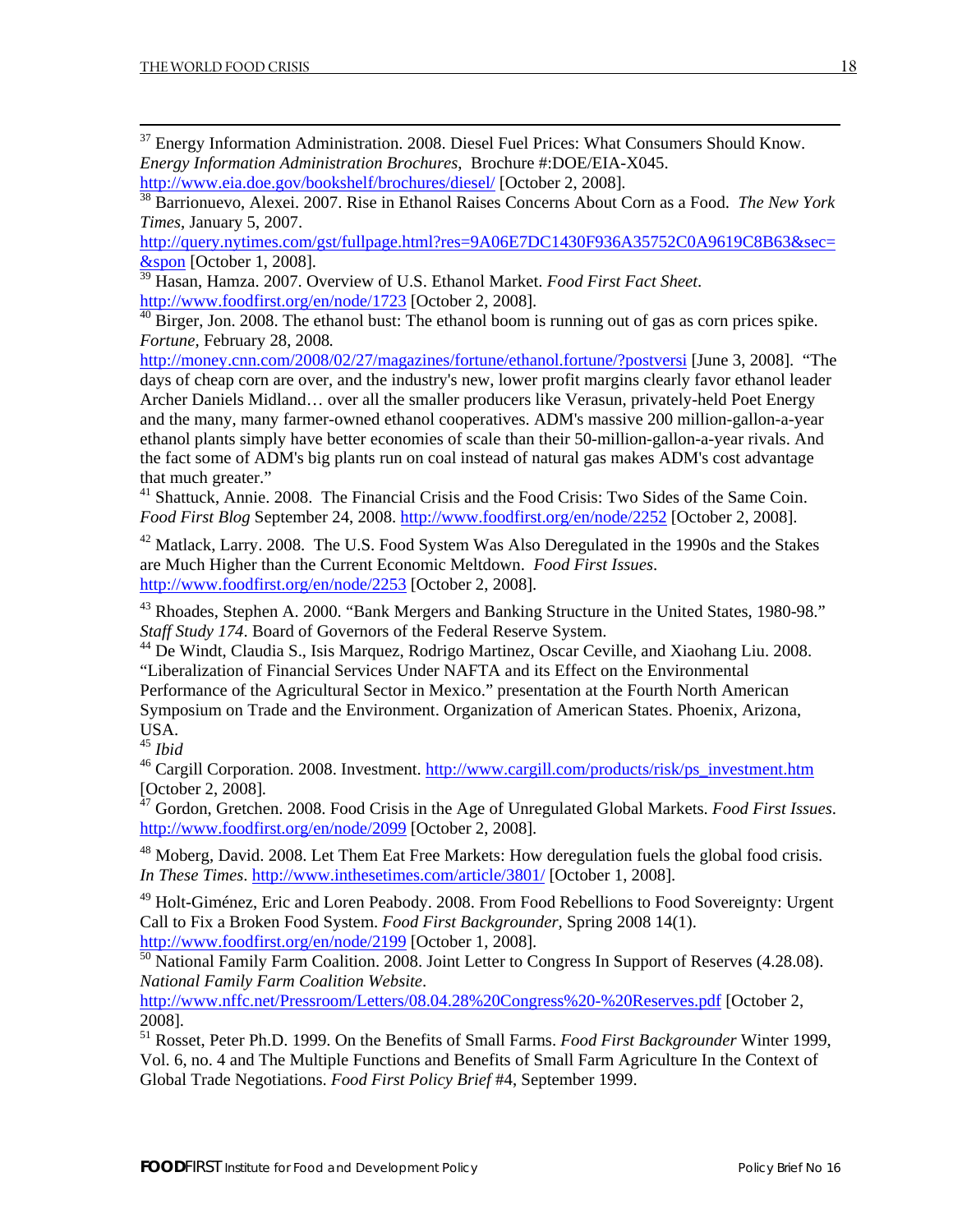[37] Energy Information Administration. 2008. Diesel Fuel Prices: What Consumers Should Know. *Energy Information Administration Brochures*, Brochure #:DOE/EIA-X045. http://www.eia.doe.gov/bookshelf/brochures/diesel/ [October 2, 2008].

[38] Barrionuevo, Alexei. 2007. Rise in Ethanol Raises Concerns About Corn as a Food. *The New York Times*, January 5, 2007. http://query.nytimes.com/gst/fullpage.html?res=9A06E7DC1430F936A35752C0A9619C8B63&sec=&spon [October 1, 2008].

[39] Hasan, Hamza. 2007. Overview of U.S. Ethanol Market. *Food First Fact Sheet*. http://www.foodfirst.org/en/node/1723 [October 2, 2008].

[40] Birger, Jon. 2008. The ethanol bust: The ethanol boom is running out of gas as corn prices spike. *Fortune*, February 28, 2008. http://money.cnn.com/2008/02/27/magazines/fortune/ethanol.fortune/?postversi [June 3, 2008]. "The days of cheap corn are over, and the industry's new, lower profit margins clearly favor ethanol leader Archer Daniels Midland… over all the smaller producers like Verasun, privately-held Poet Energy and the many, many farmer-owned ethanol cooperatives. ADM's massive 200 million-gallon-a-year ethanol plants simply have better economies of scale than their 50-million-gallon-a-year rivals. And the fact some of ADM's big plants run on coal instead of natural gas makes ADM's cost advantage that much greater."

[41] Shattuck, Annie. 2008. The Financial Crisis and the Food Crisis: Two Sides of the Same Coin. *Food First Blog* September 24, 2008. http://www.foodfirst.org/en/node/2252 [October 2, 2008].

[42] Matlack, Larry. 2008. The U.S. Food System Was Also Deregulated in the 1990s and the Stakes are Much Higher than the Current Economic Meltdown. *Food First Issues*. http://www.foodfirst.org/en/node/2253 [October 2, 2008].

[43] Rhoades, Stephen A. 2000. "Bank Mergers and Banking Structure in the United States, 1980-98." *Staff Study 174*. Board of Governors of the Federal Reserve System.

[44] De Windt, Claudia S., Isis Marquez, Rodrigo Martinez, Oscar Ceville, and Xiaohang Liu. 2008. "Liberalization of Financial Services Under NAFTA and its Effect on the Environmental Performance of the Agricultural Sector in Mexico." presentation at the Fourth North American Symposium on Trade and the Environment. Organization of American States. Phoenix, Arizona, USA.

[45] *Ibid*

[46] Cargill Corporation. 2008. Investment. http://www.cargill.com/products/risk/ps_investment.htm [October 2, 2008].

[47] Gordon, Gretchen. 2008. Food Crisis in the Age of Unregulated Global Markets. *Food First Issues*. http://www.foodfirst.org/en/node/2099 [October 2, 2008].

[48] Moberg, David. 2008. Let Them Eat Free Markets: How deregulation fuels the global food crisis. *In These Times*. http://www.inthesetimes.com/article/3801/ [October 1, 2008].

[49] Holt-Giménez, Eric and Loren Peabody. 2008. From Food Rebellions to Food Sovereignty: Urgent Call to Fix a Broken Food System. *Food First Backgrounder*, Spring 2008 14(1). http://www.foodfirst.org/en/node/2199 [October 1, 2008].

[50] National Family Farm Coalition. 2008. Joint Letter to Congress In Support of Reserves (4.28.08). *National Family Farm Coalition Website*. http://www.nffc.net/Pressroom/Letters/08.04.28%20Congress%20-%20Reserves.pdf [October 2, 2008].

[51] Rosset, Peter Ph.D. 1999. On the Benefits of Small Farms. *Food First Backgrounder* Winter 1999, Vol. 6, no. 4 and The Multiple Functions and Benefits of Small Farm Agriculture In the Context of Global Trade Negotiations. *Food First Policy Brief* #4, September 1999.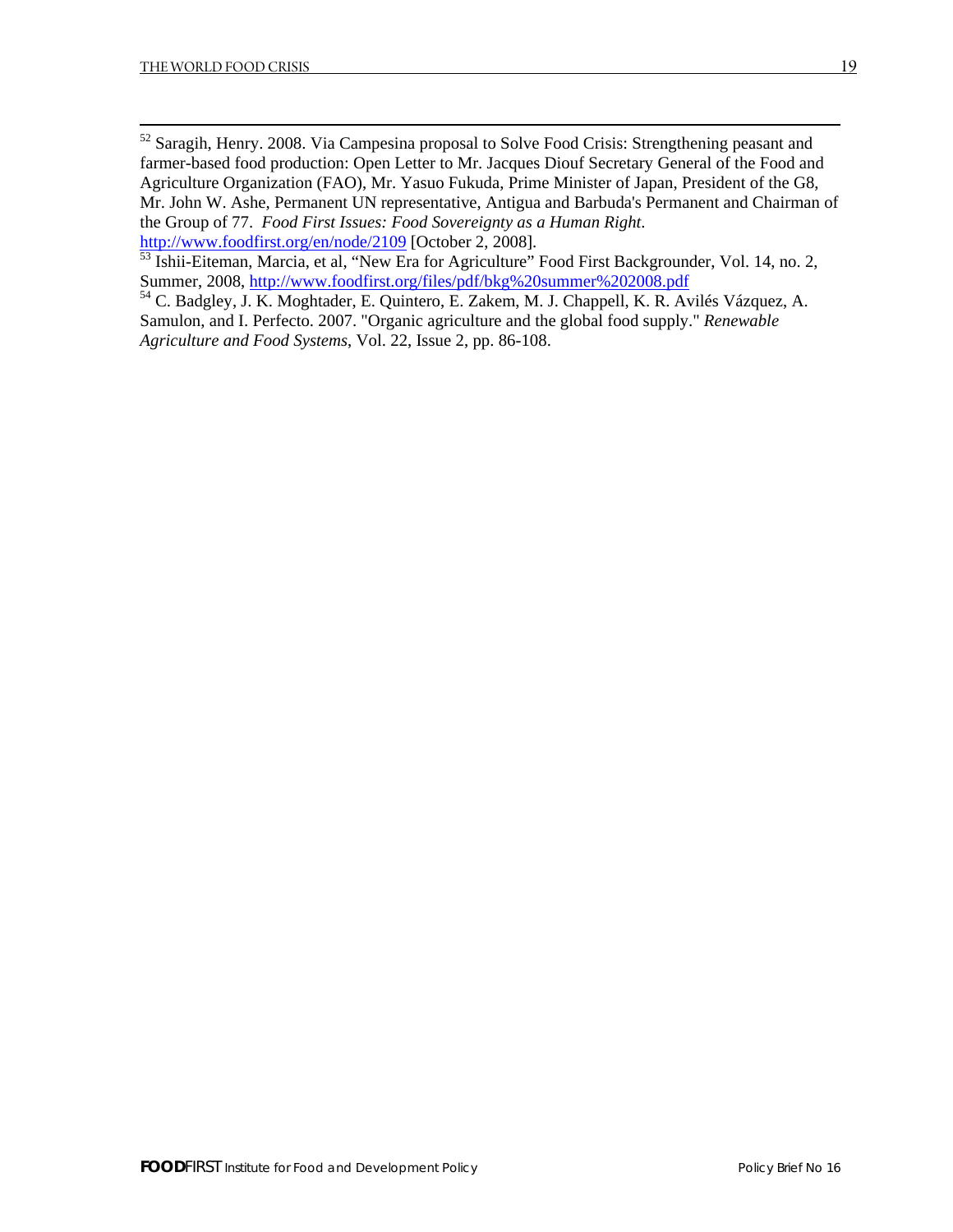[52] Saragih, Henry. 2008. Via Campesina proposal to Solve Food Crisis: Strengthening peasant and farmer-based food production: Open Letter to Mr. Jacques Diouf Secretary General of the Food and Agriculture Organization (FAO), Mr. Yasuo Fukuda, Prime Minister of Japan, President of the G8, Mr. John W. Ashe, Permanent UN representative, Antigua and Barbuda's Permanent and Chairman of the Group of 77. *Food First Issues: Food Sovereignty as a Human Right*. http://www.foodfirst.org/en/node/2109 [October 2, 2008].

[53] Ishii-Eiteman, Marcia, et al, "New Era for Agriculture" Food First Backgrounder, Vol. 14, no. 2, Summer, 2008, http://www.foodfirst.org/files/pdf/bkg%20summer%202008.pdf

[54] C. Badgley, J. K. Moghtader, E. Quintero, E. Zakem, M. J. Chappell, K. R. Avilés Vázquez, A. Samulon, and I. Perfecto. 2007. "Organic agriculture and the global food supply." *Renewable Agriculture and Food Systems*, Vol. 22, Issue 2, pp. 86-108.